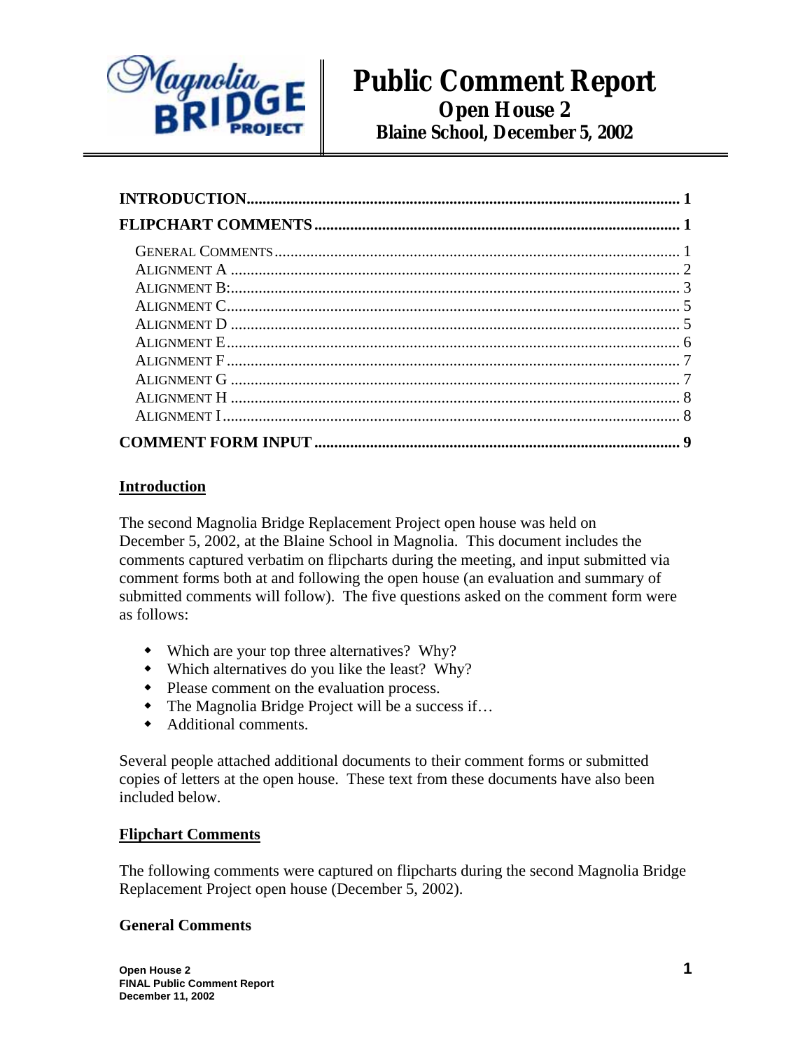# Public Comment Report

## Open House 2

## Blaine School, December 5, 2002

| | |
|---|---|
| **INTRODUCTION** | **1** |
| **FLIPCHART COMMENTS** | **1** |
| General Comments | 1 |
| Alignment A | 2 |
| Alignment B: | 3 |
| Alignment C | 5 |
| Alignment D | 5 |
| Alignment E | 6 |
| Alignment F | 7 |
| Alignment G | 7 |
| Alignment H | 8 |
| Alignment I | 8 |
| **COMMENT FORM INPUT** | **9** |

## Introduction

The second Magnolia Bridge Replacement Project open house was held on December 5, 2002, at the Blaine School in Magnolia. This document includes the comments captured verbatim on flipcharts during the meeting, and input submitted via comment forms both at and following the open house (an evaluation and summary of submitted comments will follow). The five questions asked on the comment form were as follows:

- Which are your top three alternatives? Why?
- Which alternatives do you like the least? Why?
- Please comment on the evaluation process.
- The Magnolia Bridge Project will be a success if…
- Additional comments.

Several people attached additional documents to their comment forms or submitted copies of letters at the open house. These text from these documents have also been included below.

## Flipchart Comments

The following comments were captured on flipcharts during the second Magnolia Bridge Replacement Project open house (December 5, 2002).

### General Comments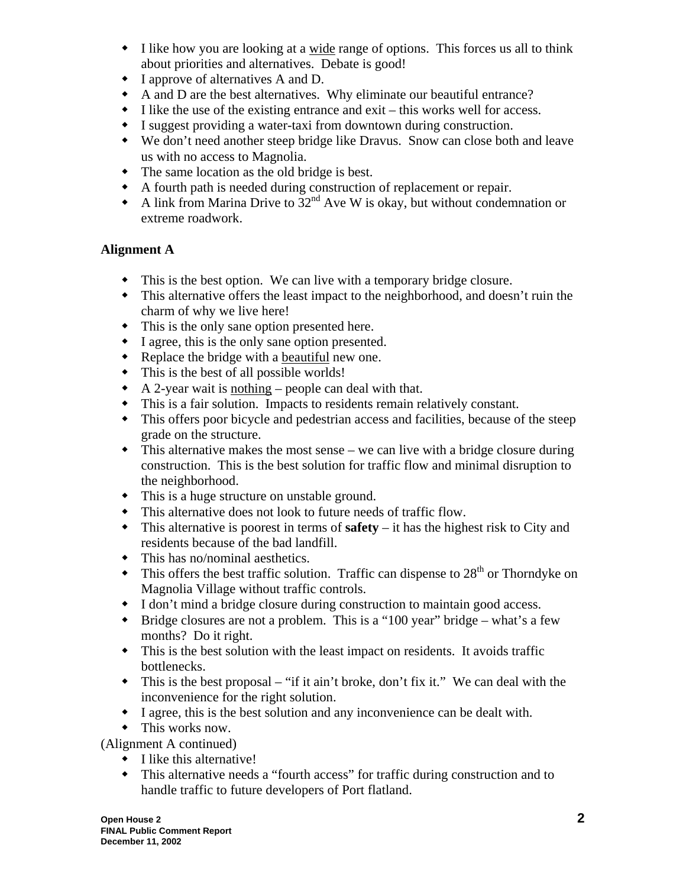- I like how you are looking at a wide range of options. This forces us all to think about priorities and alternatives. Debate is good!
- I approve of alternatives A and D.
- A and D are the best alternatives. Why eliminate our beautiful entrance?
- I like the use of the existing entrance and exit – this works well for access.
- I suggest providing a water-taxi from downtown during construction.
- We don't need another steep bridge like Dravus. Snow can close both and leave us with no access to Magnolia.
- The same location as the old bridge is best.
- A fourth path is needed during construction of replacement or repair.
- A link from Marina Drive to 32nd Ave W is okay, but without condemnation or extreme roadwork.

**Alignment A**

- This is the best option. We can live with a temporary bridge closure.
- This alternative offers the least impact to the neighborhood, and doesn't ruin the charm of why we live here!
- This is the only sane option presented here.
- I agree, this is the only sane option presented.
- Replace the bridge with a beautiful new one.
- This is the best of all possible worlds!
- A 2-year wait is nothing – people can deal with that.
- This is a fair solution. Impacts to residents remain relatively constant.
- This offers poor bicycle and pedestrian access and facilities, because of the steep grade on the structure.
- This alternative makes the most sense – we can live with a bridge closure during construction. This is the best solution for traffic flow and minimal disruption to the neighborhood.
- This is a huge structure on unstable ground.
- This alternative does not look to future needs of traffic flow.
- This alternative is poorest in terms of **safety** – it has the highest risk to City and residents because of the bad landfill.
- This has no/nominal aesthetics.
- This offers the best traffic solution. Traffic can dispense to 28th or Thorndyke on Magnolia Village without traffic controls.
- I don't mind a bridge closure during construction to maintain good access.
- Bridge closures are not a problem. This is a "100 year" bridge – what's a few months? Do it right.
- This is the best solution with the least impact on residents. It avoids traffic bottlenecks.
- This is the best proposal – "if it ain't broke, don't fix it." We can deal with the inconvenience for the right solution.
- I agree, this is the best solution and any inconvenience can be dealt with.
- This works now.

(Alignment A continued)

- I like this alternative!
- This alternative needs a "fourth access" for traffic during construction and to handle traffic to future developers of Port flatland.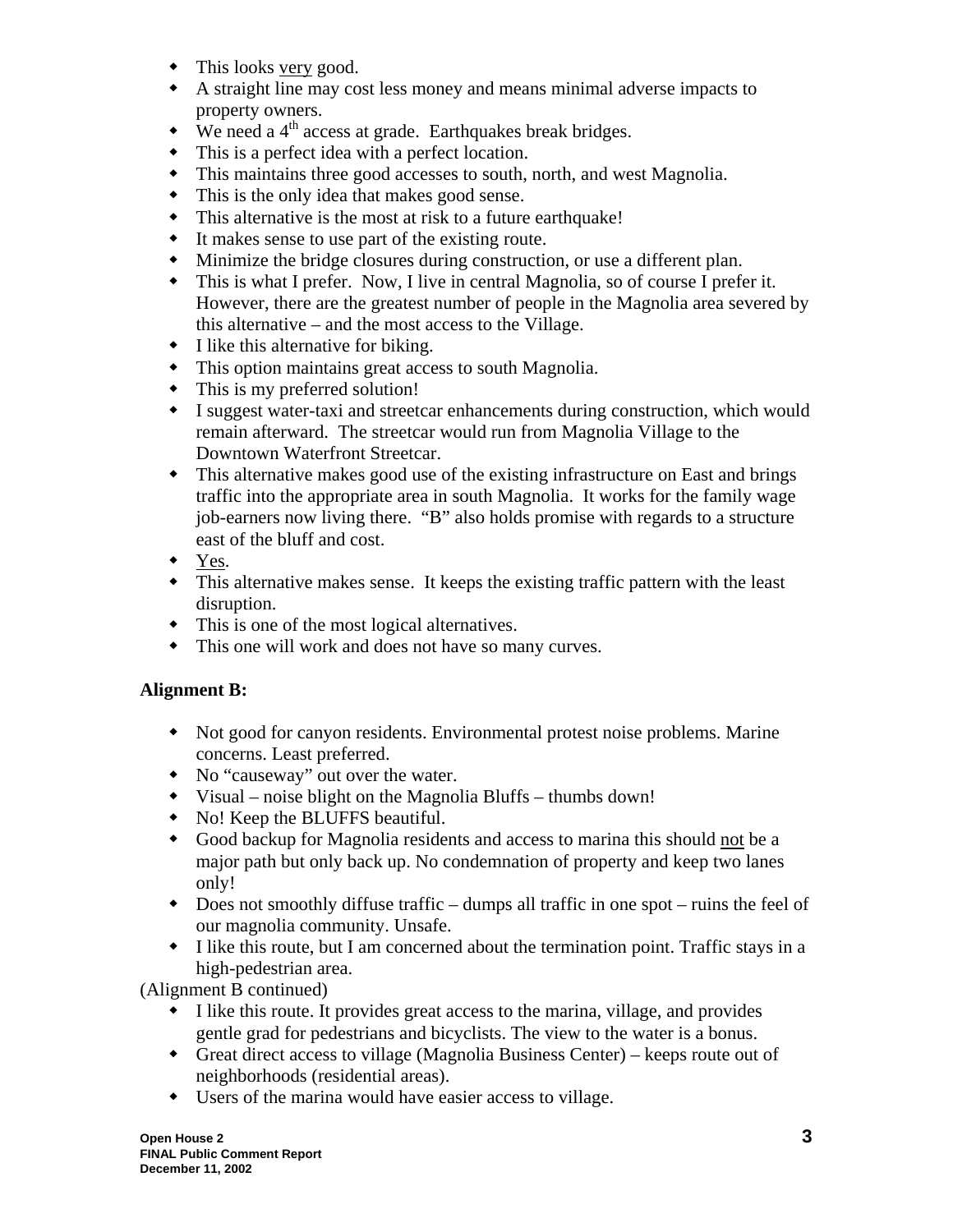- This looks very good.
- A straight line may cost less money and means minimal adverse impacts to property owners.
- We need a 4th access at grade. Earthquakes break bridges.
- This is a perfect idea with a perfect location.
- This maintains three good accesses to south, north, and west Magnolia.
- This is the only idea that makes good sense.
- This alternative is the most at risk to a future earthquake!
- It makes sense to use part of the existing route.
- Minimize the bridge closures during construction, or use a different plan.
- This is what I prefer. Now, I live in central Magnolia, so of course I prefer it. However, there are the greatest number of people in the Magnolia area severed by this alternative – and the most access to the Village.
- I like this alternative for biking.
- This option maintains great access to south Magnolia.
- This is my preferred solution!
- I suggest water-taxi and streetcar enhancements during construction, which would remain afterward. The streetcar would run from Magnolia Village to the Downtown Waterfront Streetcar.
- This alternative makes good use of the existing infrastructure on East and brings traffic into the appropriate area in south Magnolia. It works for the family wage job-earners now living there. "B" also holds promise with regards to a structure east of the bluff and cost.
- Yes.
- This alternative makes sense. It keeps the existing traffic pattern with the least disruption.
- This is one of the most logical alternatives.
- This one will work and does not have so many curves.

**Alignment B:**

- Not good for canyon residents. Environmental protest noise problems. Marine concerns. Least preferred.
- No "causeway" out over the water.
- Visual – noise blight on the Magnolia Bluffs – thumbs down!
- No! Keep the BLUFFS beautiful.
- Good backup for Magnolia residents and access to marina this should not be a major path but only back up. No condemnation of property and keep two lanes only!
- Does not smoothly diffuse traffic – dumps all traffic in one spot – ruins the feel of our magnolia community. Unsafe.
- I like this route, but I am concerned about the termination point. Traffic stays in a high-pedestrian area.

(Alignment B continued)

- I like this route. It provides great access to the marina, village, and provides gentle grad for pedestrians and bicyclists. The view to the water is a bonus.
- Great direct access to village (Magnolia Business Center) – keeps route out of neighborhoods (residential areas).
- Users of the marina would have easier access to village.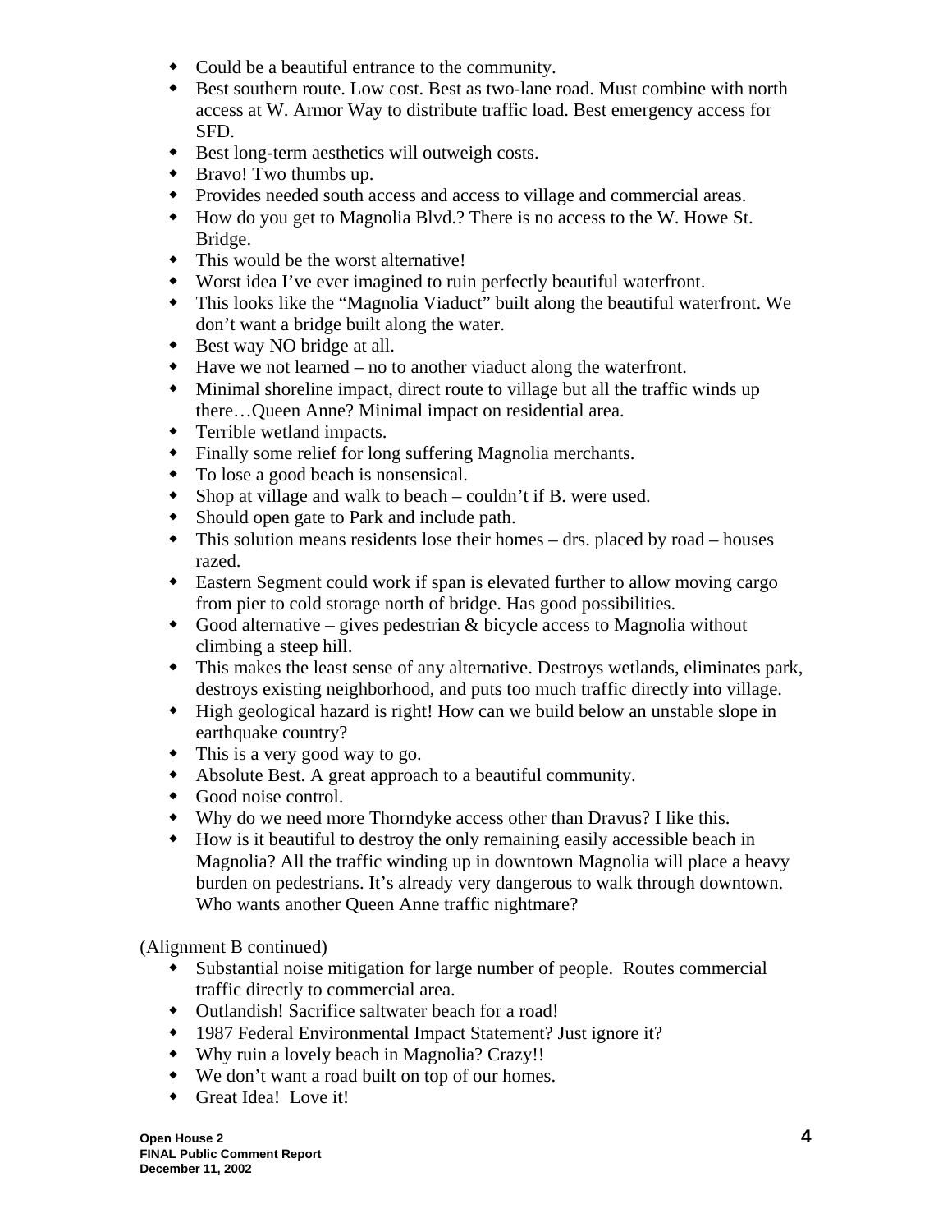- Could be a beautiful entrance to the community.
- Best southern route. Low cost. Best as two-lane road. Must combine with north access at W. Armor Way to distribute traffic load. Best emergency access for SFD.
- Best long-term aesthetics will outweigh costs.
- Bravo! Two thumbs up.
- Provides needed south access and access to village and commercial areas.
- How do you get to Magnolia Blvd.? There is no access to the W. Howe St. Bridge.
- This would be the worst alternative!
- Worst idea I've ever imagined to ruin perfectly beautiful waterfront.
- This looks like the "Magnolia Viaduct" built along the beautiful waterfront. We don't want a bridge built along the water.
- Best way NO bridge at all.
- Have we not learned – no to another viaduct along the waterfront.
- Minimal shoreline impact, direct route to village but all the traffic winds up there…Queen Anne? Minimal impact on residential area.
- Terrible wetland impacts.
- Finally some relief for long suffering Magnolia merchants.
- To lose a good beach is nonsensical.
- Shop at village and walk to beach – couldn't if B. were used.
- Should open gate to Park and include path.
- This solution means residents lose their homes – drs. placed by road – houses razed.
- Eastern Segment could work if span is elevated further to allow moving cargo from pier to cold storage north of bridge. Has good possibilities.
- Good alternative – gives pedestrian & bicycle access to Magnolia without climbing a steep hill.
- This makes the least sense of any alternative. Destroys wetlands, eliminates park, destroys existing neighborhood, and puts too much traffic directly into village.
- High geological hazard is right! How can we build below an unstable slope in earthquake country?
- This is a very good way to go.
- Absolute Best. A great approach to a beautiful community.
- Good noise control.
- Why do we need more Thorndyke access other than Dravus? I like this.
- How is it beautiful to destroy the only remaining easily accessible beach in Magnolia? All the traffic winding up in downtown Magnolia will place a heavy burden on pedestrians. It's already very dangerous to walk through downtown. Who wants another Queen Anne traffic nightmare?

(Alignment B continued)

- Substantial noise mitigation for large number of people. Routes commercial traffic directly to commercial area.
- Outlandish! Sacrifice saltwater beach for a road!
- 1987 Federal Environmental Impact Statement? Just ignore it?
- Why ruin a lovely beach in Magnolia? Crazy!!
- We don't want a road built on top of our homes.
- Great Idea! Love it!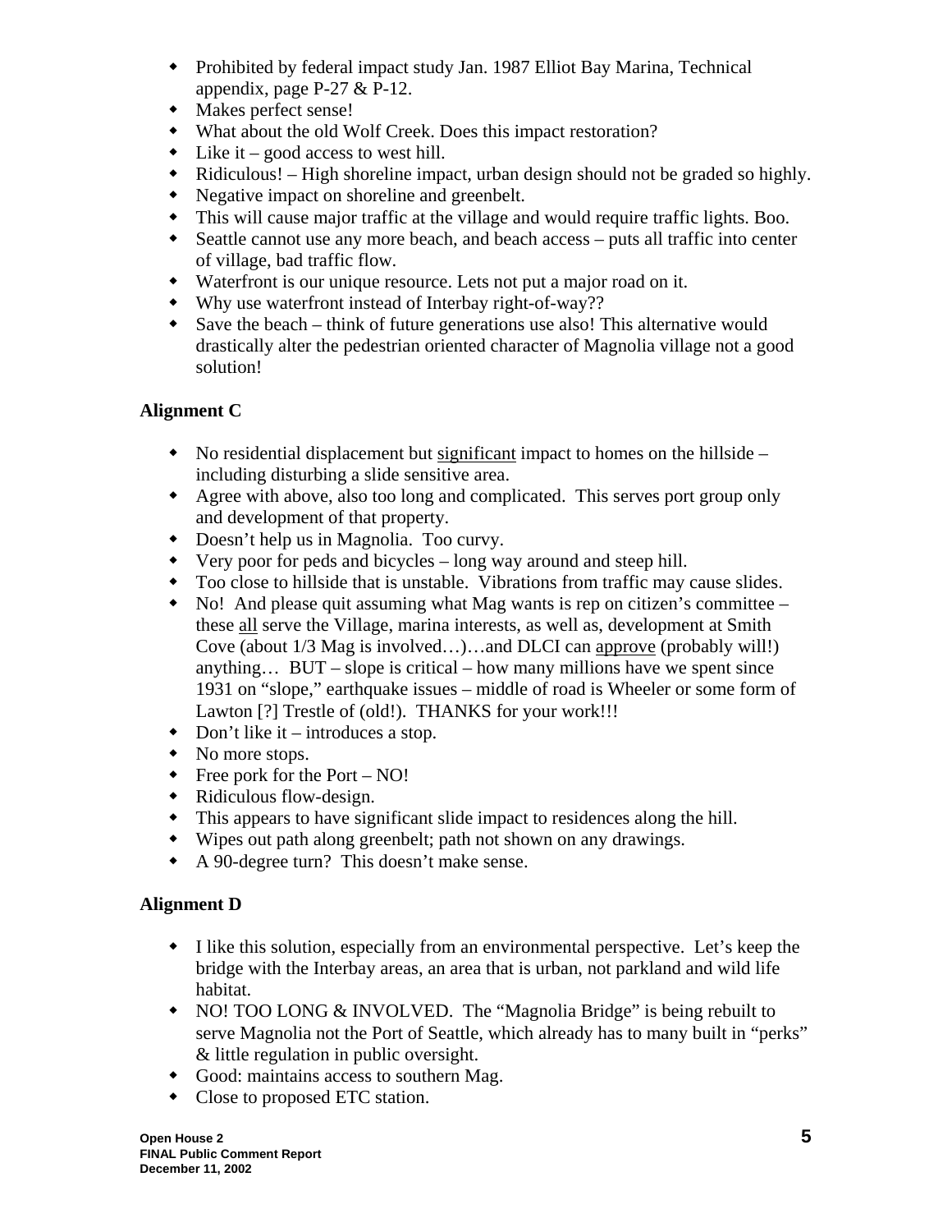- Prohibited by federal impact study Jan. 1987 Elliot Bay Marina, Technical appendix, page P-27 & P-12.
- Makes perfect sense!
- What about the old Wolf Creek. Does this impact restoration?
- Like it – good access to west hill.
- Ridiculous! – High shoreline impact, urban design should not be graded so highly.
- Negative impact on shoreline and greenbelt.
- This will cause major traffic at the village and would require traffic lights. Boo.
- Seattle cannot use any more beach, and beach access – puts all traffic into center of village, bad traffic flow.
- Waterfront is our unique resource. Lets not put a major road on it.
- Why use waterfront instead of Interbay right-of-way??
- Save the beach – think of future generations use also! This alternative would drastically alter the pedestrian oriented character of Magnolia village not a good solution!

**Alignment C**

- No residential displacement but significant impact to homes on the hillside – including disturbing a slide sensitive area.
- Agree with above, also too long and complicated. This serves port group only and development of that property.
- Doesn't help us in Magnolia. Too curvy.
- Very poor for peds and bicycles – long way around and steep hill.
- Too close to hillside that is unstable. Vibrations from traffic may cause slides.
- No! And please quit assuming what Mag wants is rep on citizen's committee – these all serve the Village, marina interests, as well as, development at Smith Cove (about 1/3 Mag is involved…)…and DLCI can approve (probably will!) anything… BUT – slope is critical – how many millions have we spent since 1931 on "slope," earthquake issues – middle of road is Wheeler or some form of Lawton [?] Trestle of (old!). THANKS for your work!!!
- Don't like it – introduces a stop.
- No more stops.
- Free pork for the Port – NO!
- Ridiculous flow-design.
- This appears to have significant slide impact to residences along the hill.
- Wipes out path along greenbelt; path not shown on any drawings.
- A 90-degree turn? This doesn't make sense.

**Alignment D**

- I like this solution, especially from an environmental perspective. Let's keep the bridge with the Interbay areas, an area that is urban, not parkland and wild life habitat.
- NO! TOO LONG & INVOLVED. The "Magnolia Bridge" is being rebuilt to serve Magnolia not the Port of Seattle, which already has to many built in "perks" & little regulation in public oversight.
- Good: maintains access to southern Mag.
- Close to proposed ETC station.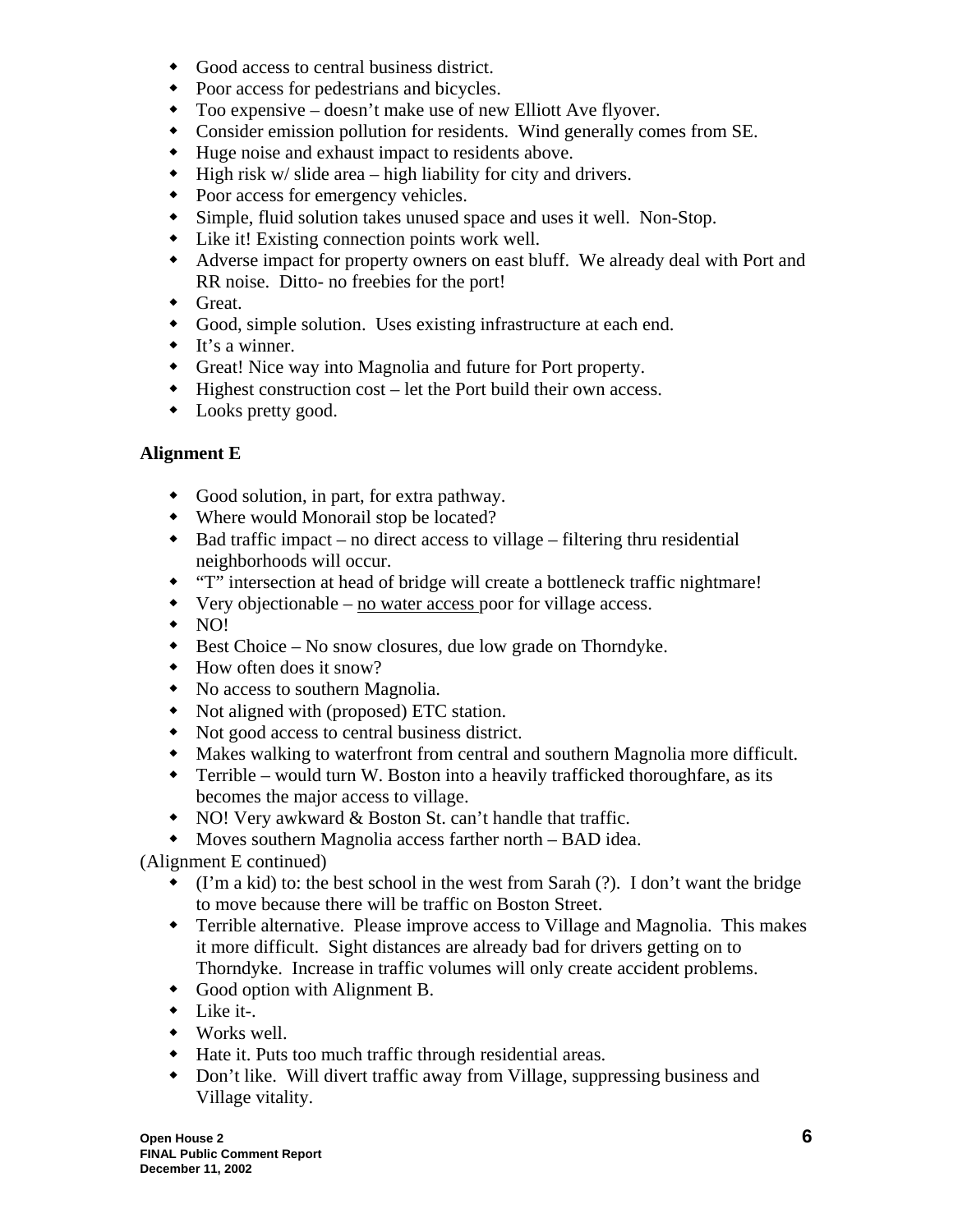- Good access to central business district.
- Poor access for pedestrians and bicycles.
- Too expensive – doesn't make use of new Elliott Ave flyover.
- Consider emission pollution for residents. Wind generally comes from SE.
- Huge noise and exhaust impact to residents above.
- High risk w/ slide area – high liability for city and drivers.
- Poor access for emergency vehicles.
- Simple, fluid solution takes unused space and uses it well. Non-Stop.
- Like it! Existing connection points work well.
- Adverse impact for property owners on east bluff. We already deal with Port and RR noise. Ditto- no freebies for the port!
- Great.
- Good, simple solution. Uses existing infrastructure at each end.
- It's a winner.
- Great! Nice way into Magnolia and future for Port property.
- Highest construction cost – let the Port build their own access.
- Looks pretty good.

**Alignment E**

- Good solution, in part, for extra pathway.
- Where would Monorail stop be located?
- Bad traffic impact – no direct access to village – filtering thru residential neighborhoods will occur.
- "T" intersection at head of bridge will create a bottleneck traffic nightmare!
- Very objectionable – <u>no water access</u> poor for village access.
- NO!
- Best Choice – No snow closures, due low grade on Thorndyke.
- How often does it snow?
- No access to southern Magnolia.
- Not aligned with (proposed) ETC station.
- Not good access to central business district.
- Makes walking to waterfront from central and southern Magnolia more difficult.
- Terrible – would turn W. Boston into a heavily trafficked thoroughfare, as its becomes the major access to village.
- NO! Very awkward & Boston St. can't handle that traffic.
- Moves southern Magnolia access farther north – BAD idea.

(Alignment E continued)

- (I'm a kid) to: the best school in the west from Sarah (?). I don't want the bridge to move because there will be traffic on Boston Street.
- Terrible alternative. Please improve access to Village and Magnolia. This makes it more difficult. Sight distances are already bad for drivers getting on to Thorndyke. Increase in traffic volumes will only create accident problems.
- Good option with Alignment B.
- Like it-.
- Works well.
- Hate it. Puts too much traffic through residential areas.
- Don't like. Will divert traffic away from Village, suppressing business and Village vitality.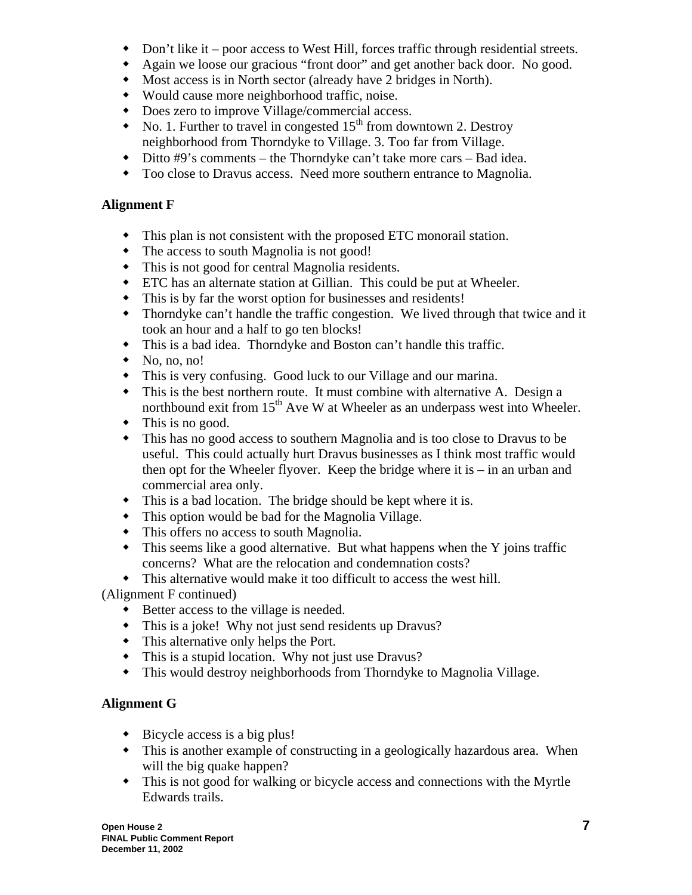- Don't like it – poor access to West Hill, forces traffic through residential streets.
- Again we loose our gracious "front door" and get another back door. No good.
- Most access is in North sector (already have 2 bridges in North).
- Would cause more neighborhood traffic, noise.
- Does zero to improve Village/commercial access.
- No. 1. Further to travel in congested 15th from downtown 2. Destroy neighborhood from Thorndyke to Village. 3. Too far from Village.
- Ditto #9's comments – the Thorndyke can't take more cars – Bad idea.
- Too close to Dravus access. Need more southern entrance to Magnolia.

### Alignment F

- This plan is not consistent with the proposed ETC monorail station.
- The access to south Magnolia is not good!
- This is not good for central Magnolia residents.
- ETC has an alternate station at Gillian. This could be put at Wheeler.
- This is by far the worst option for businesses and residents!
- Thorndyke can't handle the traffic congestion. We lived through that twice and it took an hour and a half to go ten blocks!
- This is a bad idea. Thorndyke and Boston can't handle this traffic.
- No, no, no!
- This is very confusing. Good luck to our Village and our marina.
- This is the best northern route. It must combine with alternative A. Design a northbound exit from 15th Ave W at Wheeler as an underpass west into Wheeler.
- This is no good.
- This has no good access to southern Magnolia and is too close to Dravus to be useful. This could actually hurt Dravus businesses as I think most traffic would then opt for the Wheeler flyover. Keep the bridge where it is – in an urban and commercial area only.
- This is a bad location. The bridge should be kept where it is.
- This option would be bad for the Magnolia Village.
- This offers no access to south Magnolia.
- This seems like a good alternative. But what happens when the Y joins traffic concerns? What are the relocation and condemnation costs?
- This alternative would make it too difficult to access the west hill.

(Alignment F continued)

- Better access to the village is needed.
- This is a joke! Why not just send residents up Dravus?
- This alternative only helps the Port.
- This is a stupid location. Why not just use Dravus?
- This would destroy neighborhoods from Thorndyke to Magnolia Village.

### Alignment G

- Bicycle access is a big plus!
- This is another example of constructing in a geologically hazardous area. When will the big quake happen?
- This is not good for walking or bicycle access and connections with the Myrtle Edwards trails.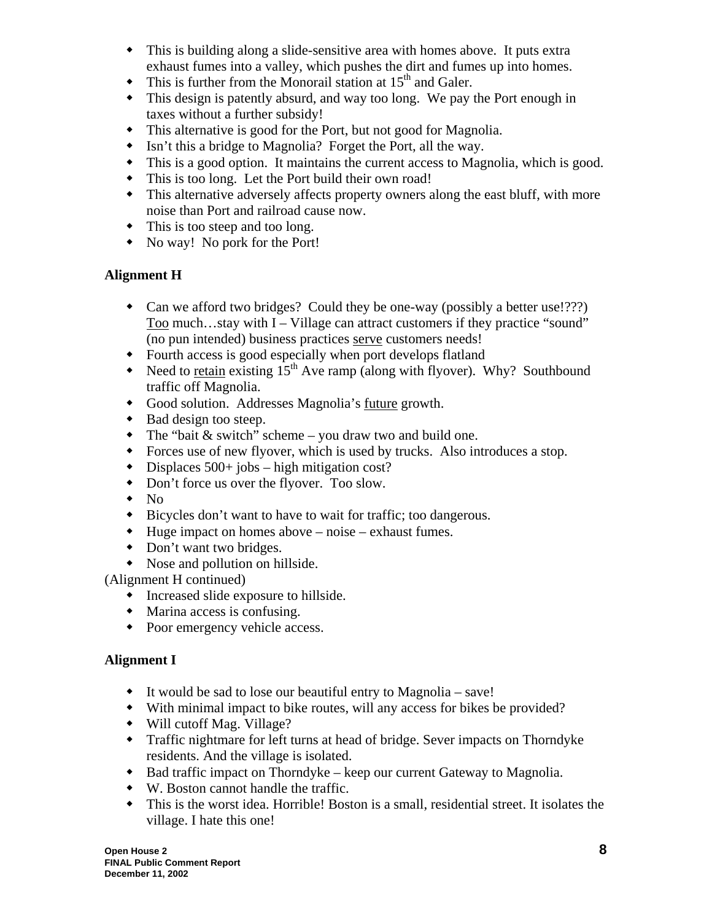- This is building along a slide-sensitive area with homes above. It puts extra exhaust fumes into a valley, which pushes the dirt and fumes up into homes.
- This is further from the Monorail station at 15th and Galer.
- This design is patently absurd, and way too long. We pay the Port enough in taxes without a further subsidy!
- This alternative is good for the Port, but not good for Magnolia.
- Isn't this a bridge to Magnolia? Forget the Port, all the way.
- This is a good option. It maintains the current access to Magnolia, which is good.
- This is too long. Let the Port build their own road!
- This alternative adversely affects property owners along the east bluff, with more noise than Port and railroad cause now.
- This is too steep and too long.
- No way! No pork for the Port!

**Alignment H**

- Can we afford two bridges? Could they be one-way (possibly a better use!???) Too much…stay with I – Village can attract customers if they practice "sound" (no pun intended) business practices serve customers needs!
- Fourth access is good especially when port develops flatland
- Need to retain existing 15th Ave ramp (along with flyover). Why? Southbound traffic off Magnolia.
- Good solution. Addresses Magnolia's future growth.
- Bad design too steep.
- The "bait & switch" scheme – you draw two and build one.
- Forces use of new flyover, which is used by trucks. Also introduces a stop.
- Displaces 500+ jobs – high mitigation cost?
- Don't force us over the flyover. Too slow.
- No
- Bicycles don't want to have to wait for traffic; too dangerous.
- Huge impact on homes above – noise – exhaust fumes.
- Don't want two bridges.
- Nose and pollution on hillside.

(Alignment H continued)

- Increased slide exposure to hillside.
- Marina access is confusing.
- Poor emergency vehicle access.

**Alignment I**

- It would be sad to lose our beautiful entry to Magnolia – save!
- With minimal impact to bike routes, will any access for bikes be provided?
- Will cutoff Mag. Village?
- Traffic nightmare for left turns at head of bridge. Sever impacts on Thorndyke residents. And the village is isolated.
- Bad traffic impact on Thorndyke – keep our current Gateway to Magnolia.
- W. Boston cannot handle the traffic.
- This is the worst idea. Horrible! Boston is a small, residential street. It isolates the village. I hate this one!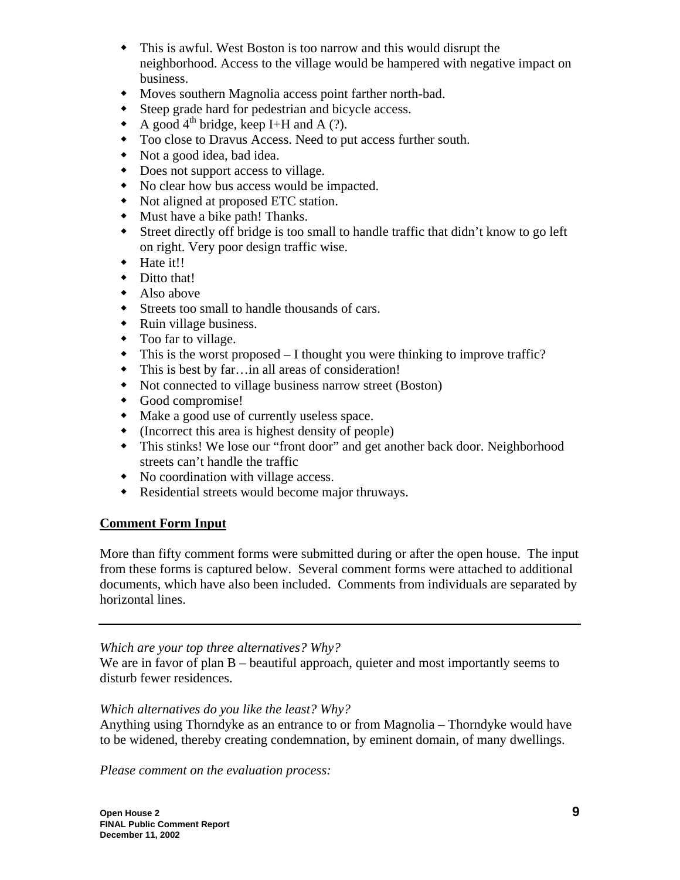- This is awful. West Boston is too narrow and this would disrupt the neighborhood. Access to the village would be hampered with negative impact on business.
- Moves southern Magnolia access point farther north-bad.
- Steep grade hard for pedestrian and bicycle access.
- A good 4th bridge, keep I+H and A (?).
- Too close to Dravus Access. Need to put access further south.
- Not a good idea, bad idea.
- Does not support access to village.
- No clear how bus access would be impacted.
- Not aligned at proposed ETC station.
- Must have a bike path! Thanks.
- Street directly off bridge is too small to handle traffic that didn't know to go left on right. Very poor design traffic wise.
- Hate it!!
- Ditto that!
- Also above
- Streets too small to handle thousands of cars.
- Ruin village business.
- Too far to village.
- This is the worst proposed – I thought you were thinking to improve traffic?
- This is best by far…in all areas of consideration!
- Not connected to village business narrow street (Boston)
- Good compromise!
- Make a good use of currently useless space.
- (Incorrect this area is highest density of people)
- This stinks! We lose our "front door" and get another back door. Neighborhood streets can't handle the traffic
- No coordination with village access.
- Residential streets would become major thruways.

**Comment Form Input**

More than fifty comment forms were submitted during or after the open house. The input from these forms is captured below. Several comment forms were attached to additional documents, which have also been included. Comments from individuals are separated by horizontal lines.

---

*Which are your top three alternatives? Why?*
We are in favor of plan B – beautiful approach, quieter and most importantly seems to disturb fewer residences.

*Which alternatives do you like the least? Why?*
Anything using Thorndyke as an entrance to or from Magnolia – Thorndyke would have to be widened, thereby creating condemnation, by eminent domain, of many dwellings.

*Please comment on the evaluation process:*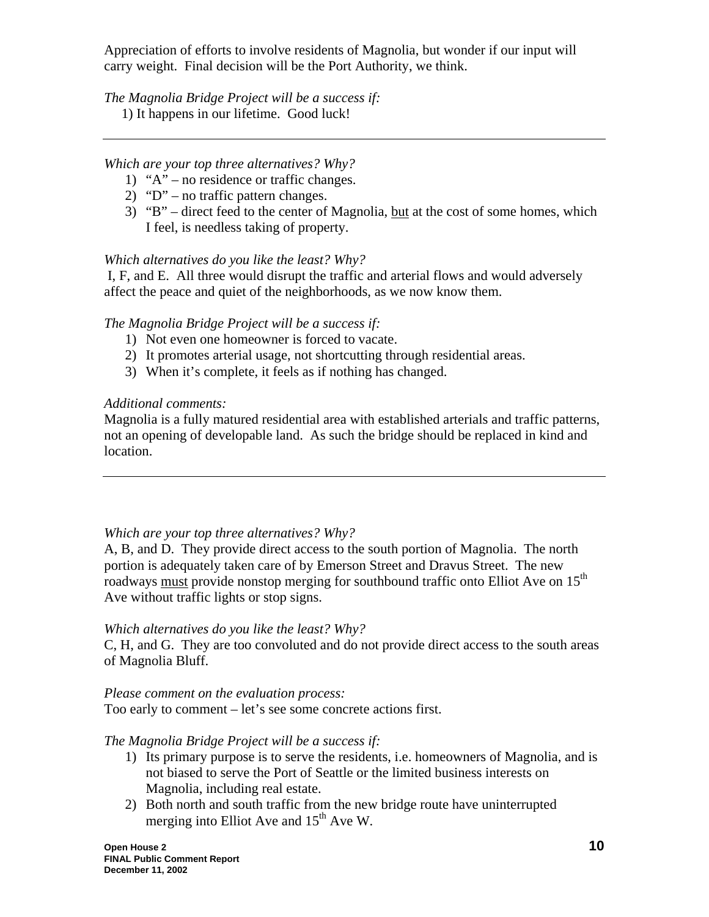Appreciation of efforts to involve residents of Magnolia, but wonder if our input will carry weight. Final decision will be the Port Authority, we think.

*The Magnolia Bridge Project will be a success if:*

1) It happens in our lifetime. Good luck!

---

*Which are your top three alternatives? Why?*

1) "A" – no residence or traffic changes.
2) "D" – no traffic pattern changes.
3) "B" – direct feed to the center of Magnolia, <u>but</u> at the cost of some homes, which I feel, is needless taking of property.

*Which alternatives do you like the least? Why?*

I, F, and E. All three would disrupt the traffic and arterial flows and would adversely affect the peace and quiet of the neighborhoods, as we now know them.

*The Magnolia Bridge Project will be a success if:*

1) Not even one homeowner is forced to vacate.
2) It promotes arterial usage, not shortcutting through residential areas.
3) When it's complete, it feels as if nothing has changed.

*Additional comments:*

Magnolia is a fully matured residential area with established arterials and traffic patterns, not an opening of developable land. As such the bridge should be replaced in kind and location.

---

*Which are your top three alternatives? Why?*

A, B, and D. They provide direct access to the south portion of Magnolia. The north portion is adequately taken care of by Emerson Street and Dravus Street. The new roadways <u>must</u> provide nonstop merging for southbound traffic onto Elliot Ave on 15th Ave without traffic lights or stop signs.

*Which alternatives do you like the least? Why?*

C, H, and G. They are too convoluted and do not provide direct access to the south areas of Magnolia Bluff.

*Please comment on the evaluation process:*

Too early to comment – let's see some concrete actions first.

*The Magnolia Bridge Project will be a success if:*

1) Its primary purpose is to serve the residents, i.e. homeowners of Magnolia, and is not biased to serve the Port of Seattle or the limited business interests on Magnolia, including real estate.
2) Both north and south traffic from the new bridge route have uninterrupted merging into Elliot Ave and 15th Ave W.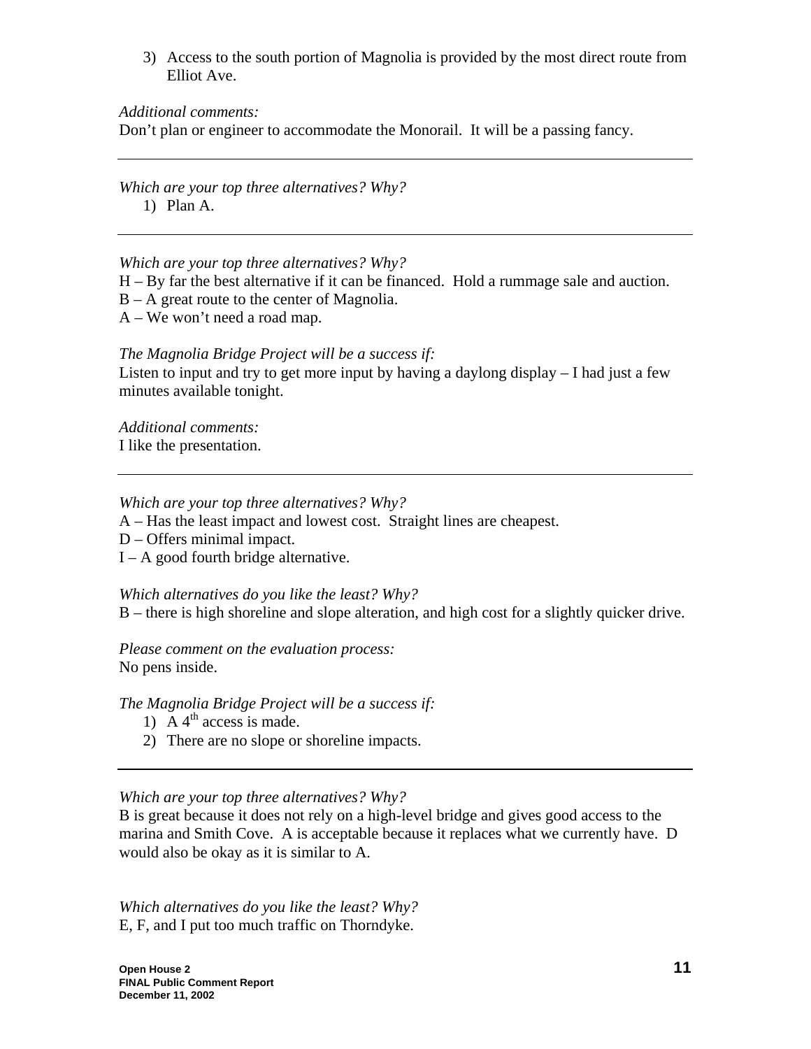3) Access to the south portion of Magnolia is provided by the most direct route from Elliot Ave.

*Additional comments:*
Don't plan or engineer to accommodate the Monorail. It will be a passing fancy.

---

*Which are your top three alternatives? Why?*

1) Plan A.

---

*Which are your top three alternatives? Why?*
H – By far the best alternative if it can be financed. Hold a rummage sale and auction.
B – A great route to the center of Magnolia.
A – We won't need a road map.

*The Magnolia Bridge Project will be a success if:*
Listen to input and try to get more input by having a daylong display – I had just a few minutes available tonight.

*Additional comments:*
I like the presentation.

---

*Which are your top three alternatives? Why?*
A – Has the least impact and lowest cost. Straight lines are cheapest.
D – Offers minimal impact.
I – A good fourth bridge alternative.

*Which alternatives do you like the least? Why?*
B – there is high shoreline and slope alteration, and high cost for a slightly quicker drive.

*Please comment on the evaluation process:*
No pens inside.

*The Magnolia Bridge Project will be a success if:*

1) A 4th access is made.
2) There are no slope or shoreline impacts.

---

*Which are your top three alternatives? Why?*
B is great because it does not rely on a high-level bridge and gives good access to the marina and Smith Cove. A is acceptable because it replaces what we currently have. D would also be okay as it is similar to A.

*Which alternatives do you like the least? Why?*
E, F, and I put too much traffic on Thorndyke.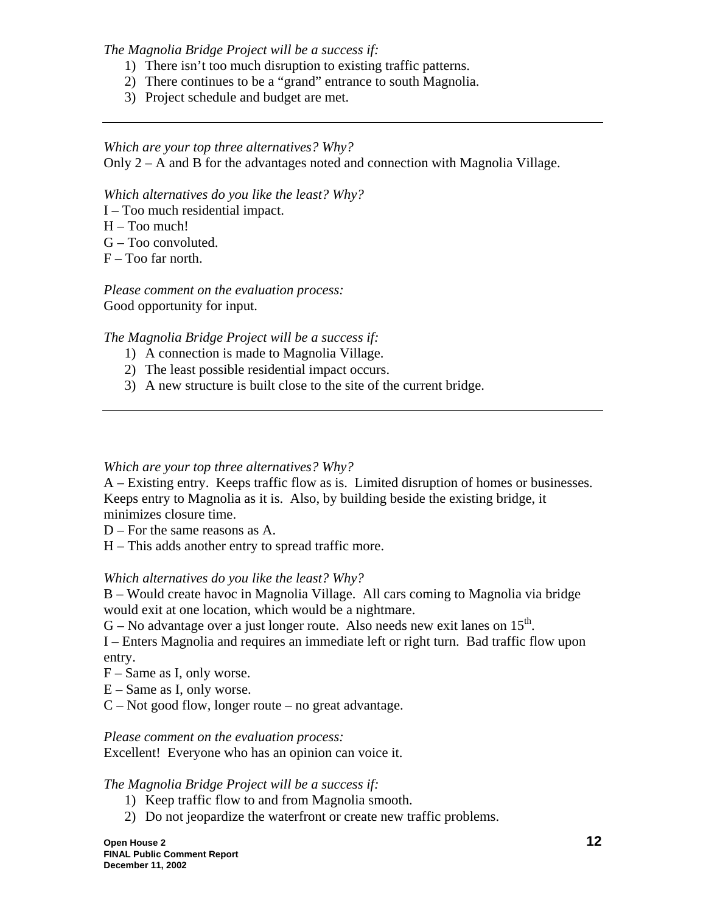*The Magnolia Bridge Project will be a success if:*

1) There isn't too much disruption to existing traffic patterns.
2) There continues to be a "grand" entrance to south Magnolia.
3) Project schedule and budget are met.

---

*Which are your top three alternatives? Why?*
Only 2 – A and B for the advantages noted and connection with Magnolia Village.

*Which alternatives do you like the least? Why?*
I – Too much residential impact.
H – Too much!
G – Too convoluted.
F – Too far north.

*Please comment on the evaluation process:*
Good opportunity for input.

*The Magnolia Bridge Project will be a success if:*

1) A connection is made to Magnolia Village.
2) The least possible residential impact occurs.
3) A new structure is built close to the site of the current bridge.

---

*Which are your top three alternatives? Why?*
A – Existing entry. Keeps traffic flow as is. Limited disruption of homes or businesses. Keeps entry to Magnolia as it is. Also, by building beside the existing bridge, it minimizes closure time.
D – For the same reasons as A.
H – This adds another entry to spread traffic more.

*Which alternatives do you like the least? Why?*
B – Would create havoc in Magnolia Village. All cars coming to Magnolia via bridge would exit at one location, which would be a nightmare.
G – No advantage over a just longer route. Also needs new exit lanes on 15th.
I – Enters Magnolia and requires an immediate left or right turn. Bad traffic flow upon entry.
F – Same as I, only worse.
E – Same as I, only worse.
C – Not good flow, longer route – no great advantage.

*Please comment on the evaluation process:*
Excellent! Everyone who has an opinion can voice it.

*The Magnolia Bridge Project will be a success if:*

1) Keep traffic flow to and from Magnolia smooth.
2) Do not jeopardize the waterfront or create new traffic problems.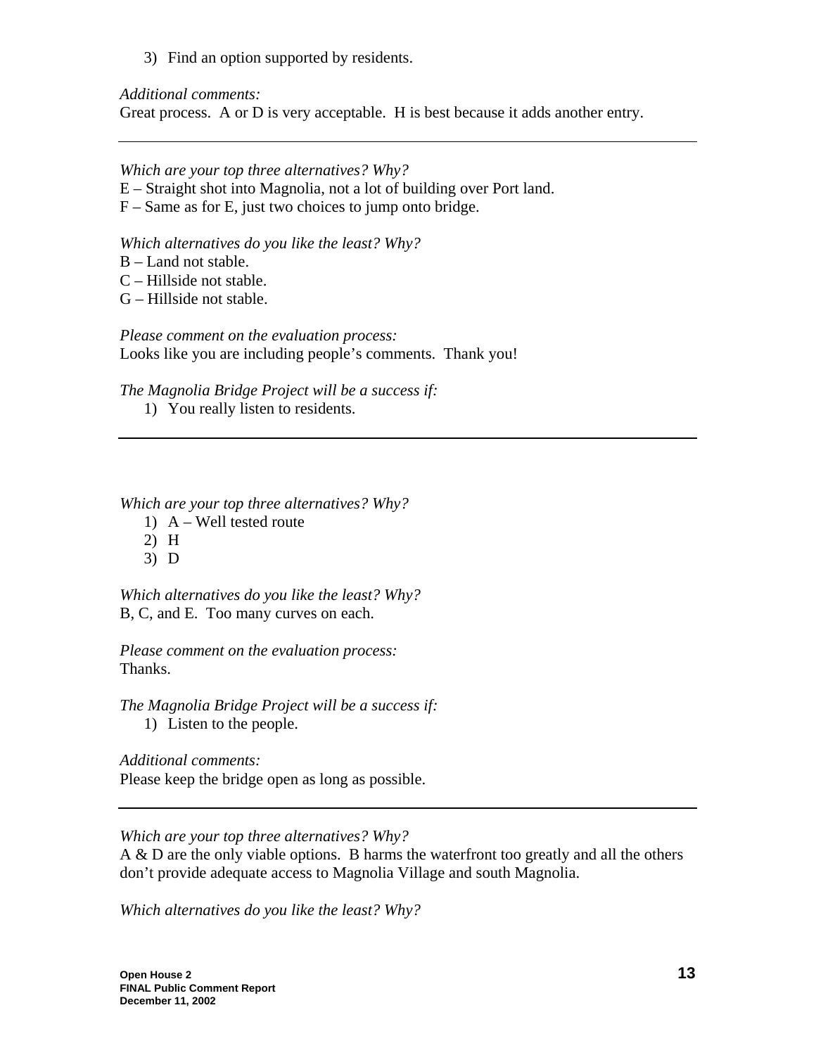3) Find an option supported by residents.

*Additional comments:*
Great process. A or D is very acceptable. H is best because it adds another entry.

---

*Which are your top three alternatives? Why?*
E – Straight shot into Magnolia, not a lot of building over Port land.
F – Same as for E, just two choices to jump onto bridge.

*Which alternatives do you like the least? Why?*
B – Land not stable.
C – Hillside not stable.
G – Hillside not stable.

*Please comment on the evaluation process:*
Looks like you are including people's comments. Thank you!

*The Magnolia Bridge Project will be a success if:*

1) You really listen to residents.

---

*Which are your top three alternatives? Why?*

1) A – Well tested route
2) H
3) D

*Which alternatives do you like the least? Why?*
B, C, and E. Too many curves on each.

*Please comment on the evaluation process:*
Thanks.

*The Magnolia Bridge Project will be a success if:*

1) Listen to the people.

*Additional comments:*
Please keep the bridge open as long as possible.

---

*Which are your top three alternatives? Why?*
A & D are the only viable options. B harms the waterfront too greatly and all the others don't provide adequate access to Magnolia Village and south Magnolia.

*Which alternatives do you like the least? Why?*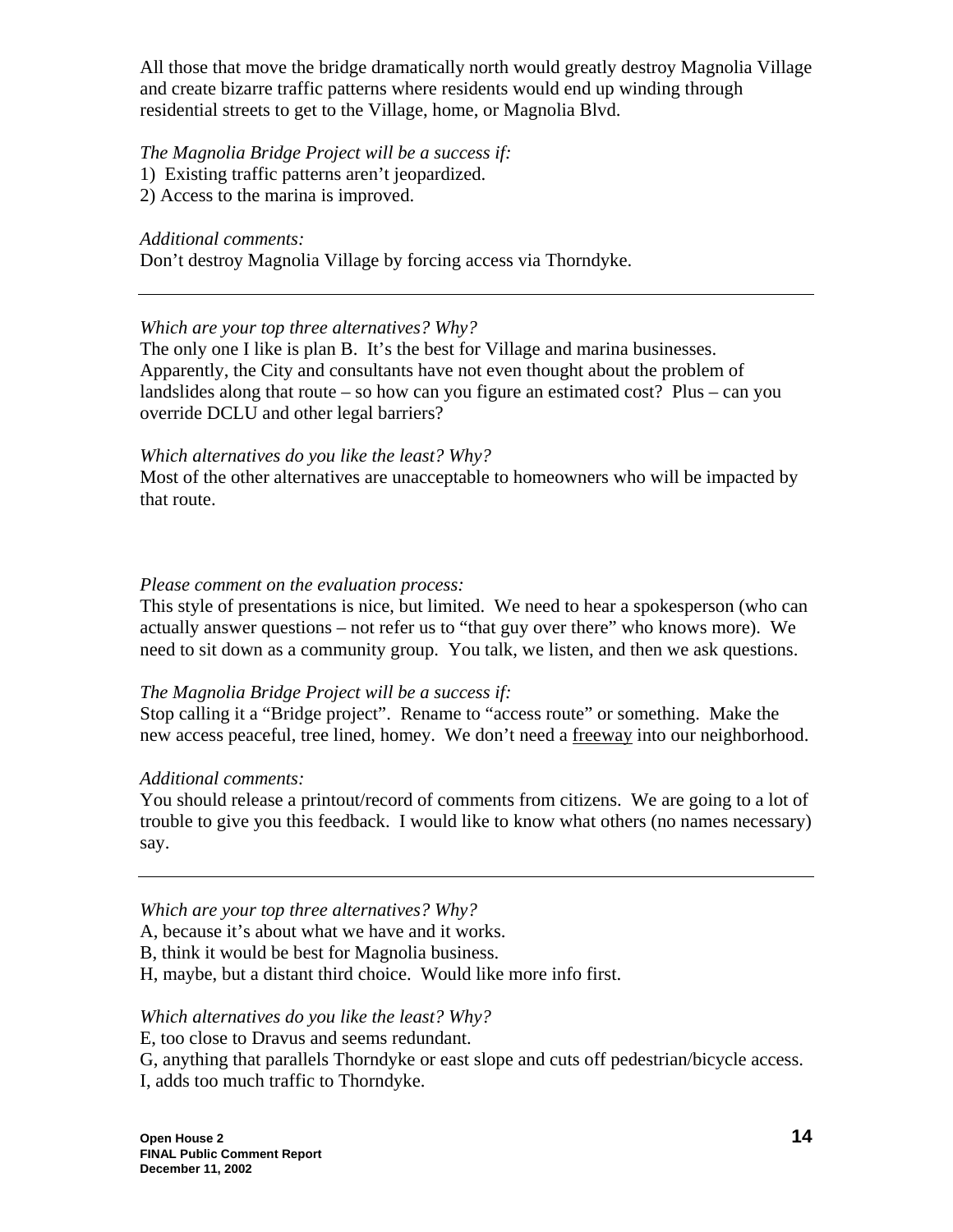All those that move the bridge dramatically north would greatly destroy Magnolia Village and create bizarre traffic patterns where residents would end up winding through residential streets to get to the Village, home, or Magnolia Blvd.

*The Magnolia Bridge Project will be a success if:*

1) Existing traffic patterns aren't jeopardized.
2) Access to the marina is improved.

*Additional comments:*

Don't destroy Magnolia Village by forcing access via Thorndyke.

---

*Which are your top three alternatives? Why?*

The only one I like is plan B. It's the best for Village and marina businesses. Apparently, the City and consultants have not even thought about the problem of landslides along that route – so how can you figure an estimated cost? Plus – can you override DCLU and other legal barriers?

*Which alternatives do you like the least? Why?*

Most of the other alternatives are unacceptable to homeowners who will be impacted by that route.

*Please comment on the evaluation process:*

This style of presentations is nice, but limited. We need to hear a spokesperson (who can actually answer questions – not refer us to "that guy over there" who knows more). We need to sit down as a community group. You talk, we listen, and then we ask questions.

*The Magnolia Bridge Project will be a success if:*

Stop calling it a "Bridge project". Rename to "access route" or something. Make the new access peaceful, tree lined, homey. We don't need a <u>freeway</u> into our neighborhood.

*Additional comments:*

You should release a printout/record of comments from citizens. We are going to a lot of trouble to give you this feedback. I would like to know what others (no names necessary) say.

---

*Which are your top three alternatives? Why?*

A, because it's about what we have and it works.
B, think it would be best for Magnolia business.
H, maybe, but a distant third choice. Would like more info first.

*Which alternatives do you like the least? Why?*

E, too close to Dravus and seems redundant.
G, anything that parallels Thorndyke or east slope and cuts off pedestrian/bicycle access.
I, adds too much traffic to Thorndyke.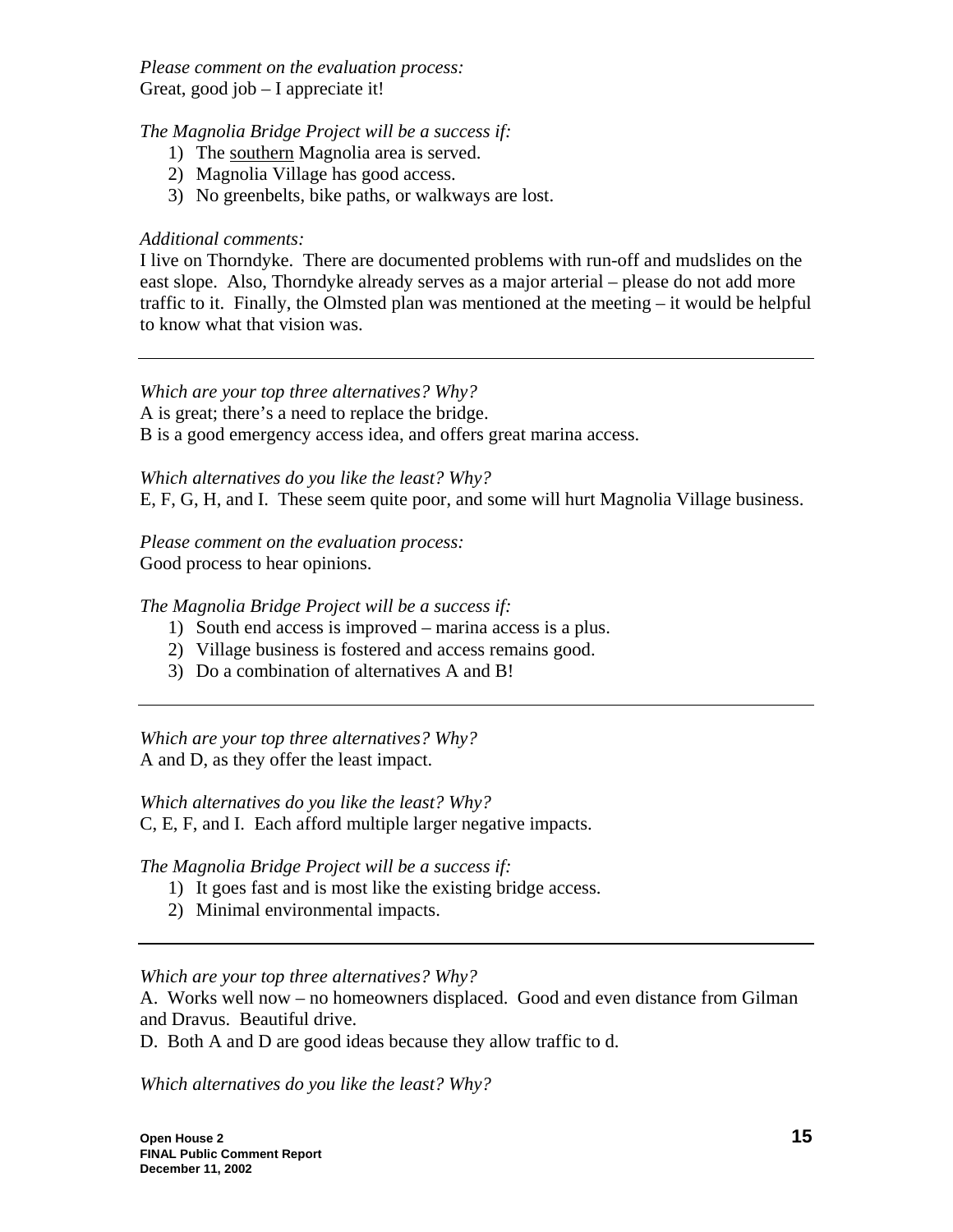*Please comment on the evaluation process:*
Great, good job – I appreciate it!

*The Magnolia Bridge Project will be a success if:*

1) The <u>southern</u> Magnolia area is served.
2) Magnolia Village has good access.
3) No greenbelts, bike paths, or walkways are lost.

*Additional comments:*
I live on Thorndyke. There are documented problems with run-off and mudslides on the east slope. Also, Thorndyke already serves as a major arterial – please do not add more traffic to it. Finally, the Olmsted plan was mentioned at the meeting – it would be helpful to know what that vision was.

---

*Which are your top three alternatives? Why?*
A is great; there's a need to replace the bridge.
B is a good emergency access idea, and offers great marina access.

*Which alternatives do you like the least? Why?*
E, F, G, H, and I. These seem quite poor, and some will hurt Magnolia Village business.

*Please comment on the evaluation process:*
Good process to hear opinions.

*The Magnolia Bridge Project will be a success if:*

1) South end access is improved – marina access is a plus.
2) Village business is fostered and access remains good.
3) Do a combination of alternatives A and B!

---

*Which are your top three alternatives? Why?*
A and D, as they offer the least impact.

*Which alternatives do you like the least? Why?*
C, E, F, and I. Each afford multiple larger negative impacts.

*The Magnolia Bridge Project will be a success if:*

1) It goes fast and is most like the existing bridge access.
2) Minimal environmental impacts.

---

*Which are your top three alternatives? Why?*
A. Works well now – no homeowners displaced. Good and even distance from Gilman and Dravus. Beautiful drive.
D. Both A and D are good ideas because they allow traffic to d.

*Which alternatives do you like the least? Why?*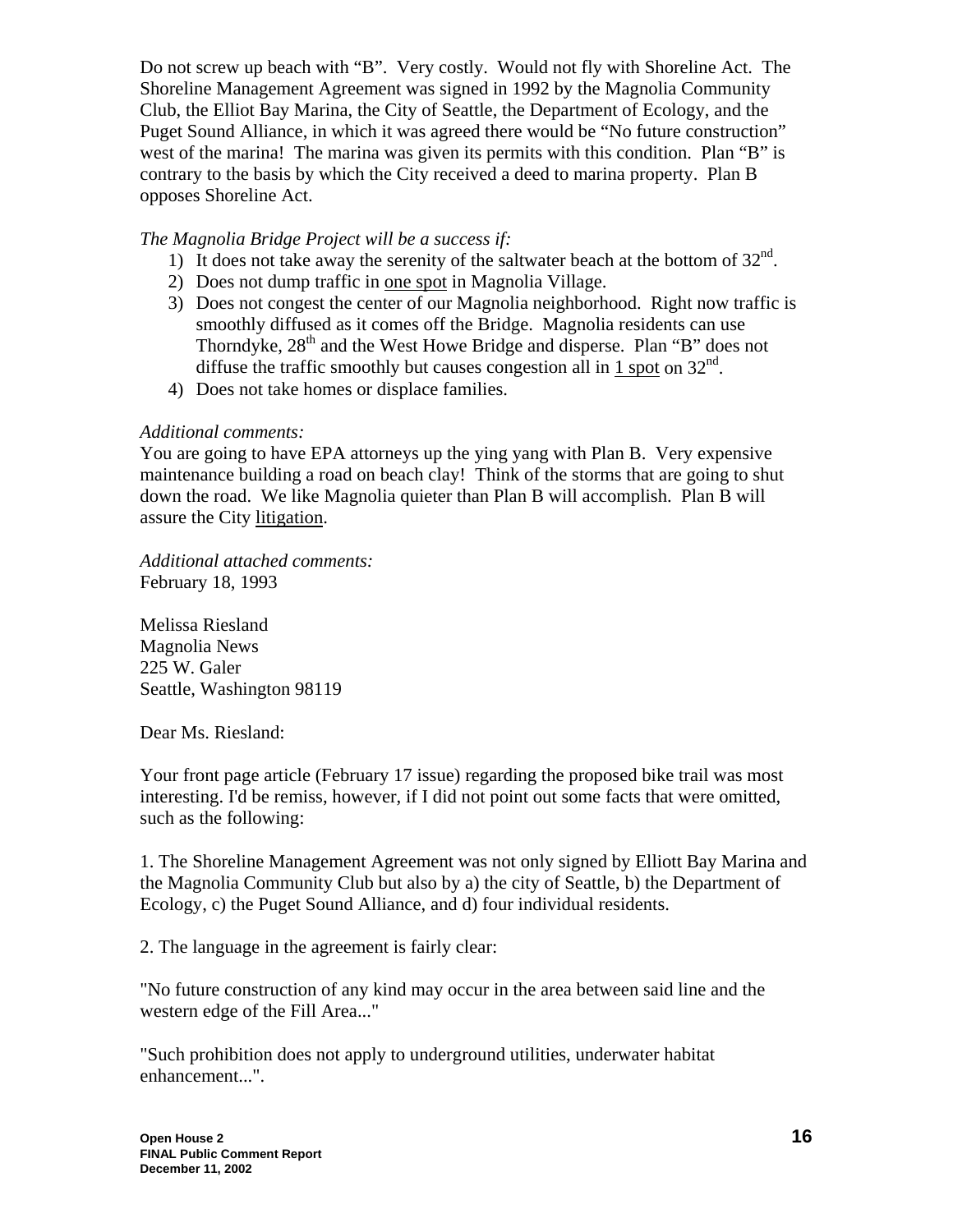Do not screw up beach with "B". Very costly. Would not fly with Shoreline Act. The Shoreline Management Agreement was signed in 1992 by the Magnolia Community Club, the Elliot Bay Marina, the City of Seattle, the Department of Ecology, and the Puget Sound Alliance, in which it was agreed there would be "No future construction" west of the marina! The marina was given its permits with this condition. Plan "B" is contrary to the basis by which the City received a deed to marina property. Plan B opposes Shoreline Act.

*The Magnolia Bridge Project will be a success if:*

1) It does not take away the serenity of the saltwater beach at the bottom of 32nd.
2) Does not dump traffic in <u>one spot</u> in Magnolia Village.
3) Does not congest the center of our Magnolia neighborhood. Right now traffic is smoothly diffused as it comes off the Bridge. Magnolia residents can use Thorndyke, 28th and the West Howe Bridge and disperse. Plan "B" does not diffuse the traffic smoothly but causes congestion all in <u>1 spot</u> on 32nd.
4) Does not take homes or displace families.

*Additional comments:*

You are going to have EPA attorneys up the ying yang with Plan B. Very expensive maintenance building a road on beach clay! Think of the storms that are going to shut down the road. We like Magnolia quieter than Plan B will accomplish. Plan B will assure the City <u>litigation</u>.

*Additional attached comments:*

February 18, 1993

Melissa Riesland
Magnolia News
225 W. Galer
Seattle, Washington 98119

Dear Ms. Riesland:

Your front page article (February 17 issue) regarding the proposed bike trail was most interesting. I'd be remiss, however, if I did not point out some facts that were omitted, such as the following:

1. The Shoreline Management Agreement was not only signed by Elliott Bay Marina and the Magnolia Community Club but also by a) the city of Seattle, b) the Department of Ecology, c) the Puget Sound Alliance, and d) four individual residents.

2. The language in the agreement is fairly clear:

"No future construction of any kind may occur in the area between said line and the western edge of the Fill Area..."

"Such prohibition does not apply to underground utilities, underwater habitat enhancement...".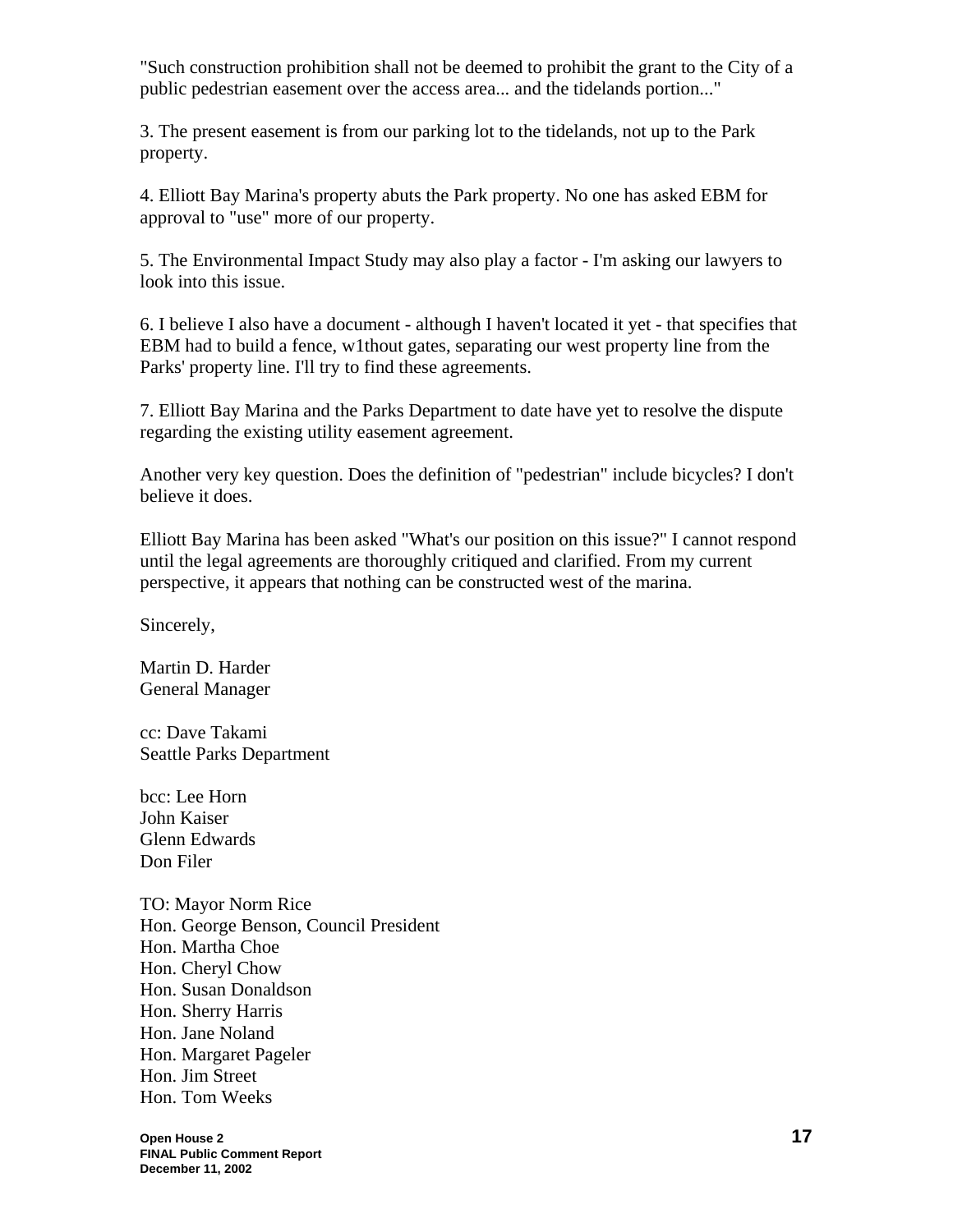"Such construction prohibition shall not be deemed to prohibit the grant to the City of a public pedestrian easement over the access area... and the tidelands portion..."

3. The present easement is from our parking lot to the tidelands, not up to the Park property.

4. Elliott Bay Marina's property abuts the Park property. No one has asked EBM for approval to "use" more of our property.

5. The Environmental Impact Study may also play a factor - I'm asking our lawyers to look into this issue.

6. I believe I also have a document - although I haven't located it yet - that specifies that EBM had to build a fence, w1thout gates, separating our west property line from the Parks' property line. I'll try to find these agreements.

7. Elliott Bay Marina and the Parks Department to date have yet to resolve the dispute regarding the existing utility easement agreement.

Another very key question. Does the definition of "pedestrian" include bicycles? I don't believe it does.

Elliott Bay Marina has been asked "What's our position on this issue?" I cannot respond until the legal agreements are thoroughly critiqued and clarified. From my current perspective, it appears that nothing can be constructed west of the marina.

Sincerely,

Martin D. Harder
General Manager

cc: Dave Takami
Seattle Parks Department

bcc: Lee Horn
John Kaiser
Glenn Edwards
Don Filer

TO: Mayor Norm Rice
Hon. George Benson, Council President
Hon. Martha Choe
Hon. Cheryl Chow
Hon. Susan Donaldson
Hon. Sherry Harris
Hon. Jane Noland
Hon. Margaret Pageler
Hon. Jim Street
Hon. Tom Weeks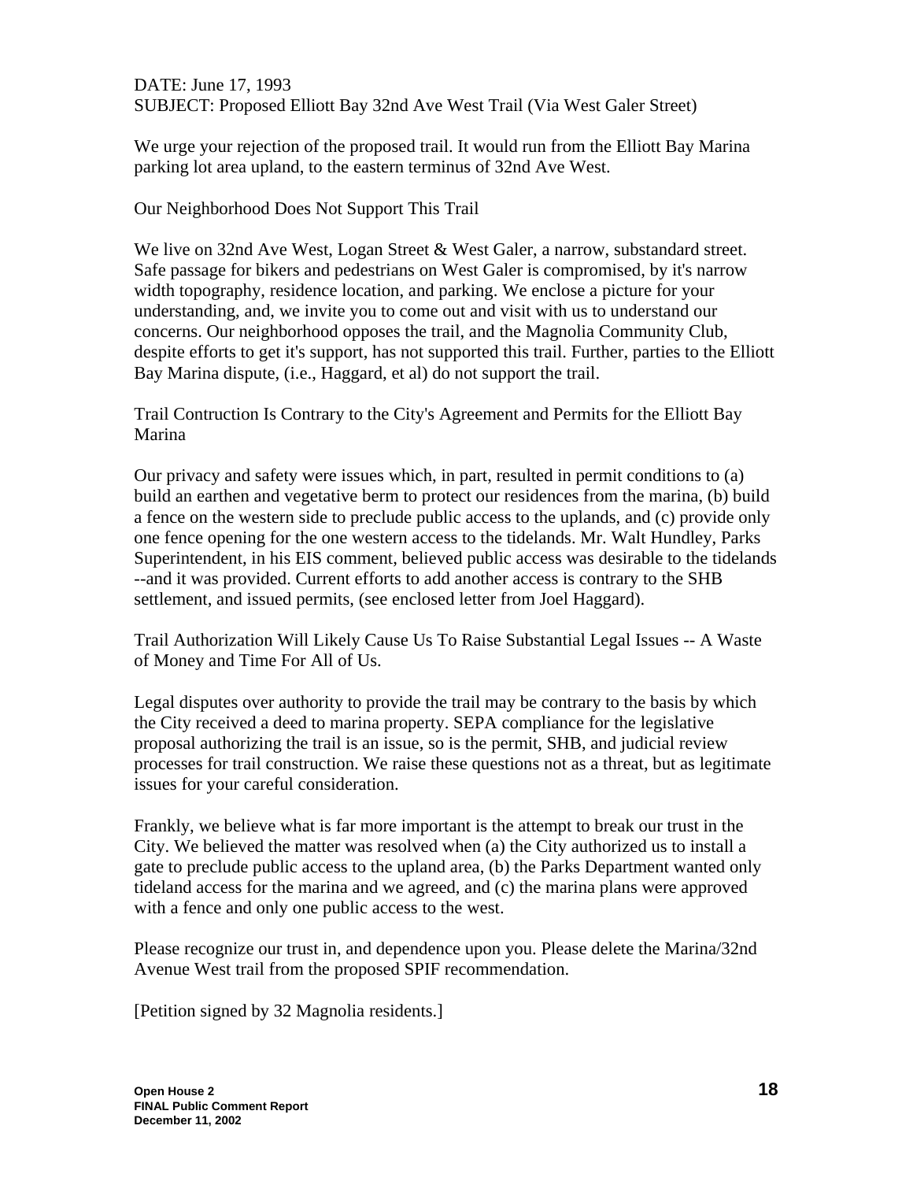DATE: June 17, 1993
SUBJECT: Proposed Elliott Bay 32nd Ave West Trail (Via West Galer Street)

We urge your rejection of the proposed trail. It would run from the Elliott Bay Marina parking lot area upland, to the eastern terminus of 32nd Ave West.

Our Neighborhood Does Not Support This Trail

We live on 32nd Ave West, Logan Street & West Galer, a narrow, substandard street. Safe passage for bikers and pedestrians on West Galer is compromised, by it's narrow width topography, residence location, and parking. We enclose a picture for your understanding, and, we invite you to come out and visit with us to understand our concerns. Our neighborhood opposes the trail, and the Magnolia Community Club, despite efforts to get it's support, has not supported this trail. Further, parties to the Elliott Bay Marina dispute, (i.e., Haggard, et al) do not support the trail.

Trail Contruction Is Contrary to the City's Agreement and Permits for the Elliott Bay Marina

Our privacy and safety were issues which, in part, resulted in permit conditions to (a) build an earthen and vegetative berm to protect our residences from the marina, (b) build a fence on the western side to preclude public access to the uplands, and (c) provide only one fence opening for the one western access to the tidelands. Mr. Walt Hundley, Parks Superintendent, in his EIS comment, believed public access was desirable to the tidelands --and it was provided. Current efforts to add another access is contrary to the SHB settlement, and issued permits, (see enclosed letter from Joel Haggard).

Trail Authorization Will Likely Cause Us To Raise Substantial Legal Issues -- A Waste of Money and Time For All of Us.

Legal disputes over authority to provide the trail may be contrary to the basis by which the City received a deed to marina property. SEPA compliance for the legislative proposal authorizing the trail is an issue, so is the permit, SHB, and judicial review processes for trail construction. We raise these questions not as a threat, but as legitimate issues for your careful consideration.

Frankly, we believe what is far more important is the attempt to break our trust in the City. We believed the matter was resolved when (a) the City authorized us to install a gate to preclude public access to the upland area, (b) the Parks Department wanted only tideland access for the marina and we agreed, and (c) the marina plans were approved with a fence and only one public access to the west.

Please recognize our trust in, and dependence upon you. Please delete the Marina/32nd Avenue West trail from the proposed SPIF recommendation.

[Petition signed by 32 Magnolia residents.]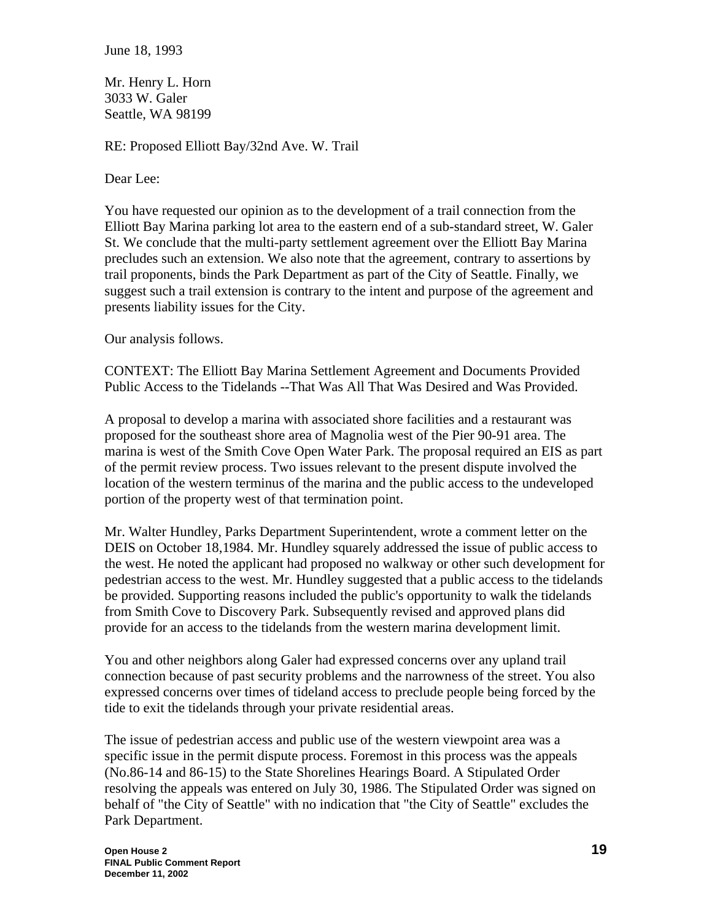June 18, 1993

Mr. Henry L. Horn
3033 W. Galer
Seattle, WA 98199

RE: Proposed Elliott Bay/32nd Ave. W. Trail

Dear Lee:

You have requested our opinion as to the development of a trail connection from the Elliott Bay Marina parking lot area to the eastern end of a sub-standard street, W. Galer St. We conclude that the multi-party settlement agreement over the Elliott Bay Marina precludes such an extension. We also note that the agreement, contrary to assertions by trail proponents, binds the Park Department as part of the City of Seattle. Finally, we suggest such a trail extension is contrary to the intent and purpose of the agreement and presents liability issues for the City.

Our analysis follows.

CONTEXT: The Elliott Bay Marina Settlement Agreement and Documents Provided Public Access to the Tidelands --That Was All That Was Desired and Was Provided.

A proposal to develop a marina with associated shore facilities and a restaurant was proposed for the southeast shore area of Magnolia west of the Pier 90-91 area. The marina is west of the Smith Cove Open Water Park. The proposal required an EIS as part of the permit review process. Two issues relevant to the present dispute involved the location of the western terminus of the marina and the public access to the undeveloped portion of the property west of that termination point.

Mr. Walter Hundley, Parks Department Superintendent, wrote a comment letter on the DEIS on October 18,1984. Mr. Hundley squarely addressed the issue of public access to the west. He noted the applicant had proposed no walkway or other such development for pedestrian access to the west. Mr. Hundley suggested that a public access to the tidelands be provided. Supporting reasons included the public's opportunity to walk the tidelands from Smith Cove to Discovery Park. Subsequently revised and approved plans did provide for an access to the tidelands from the western marina development limit.

You and other neighbors along Galer had expressed concerns over any upland trail connection because of past security problems and the narrowness of the street. You also expressed concerns over times of tideland access to preclude people being forced by the tide to exit the tidelands through your private residential areas.

The issue of pedestrian access and public use of the western viewpoint area was a specific issue in the permit dispute process. Foremost in this process was the appeals (No.86-14 and 86-15) to the State Shorelines Hearings Board. A Stipulated Order resolving the appeals was entered on July 30, 1986. The Stipulated Order was signed on behalf of "the City of Seattle" with no indication that "the City of Seattle" excludes the Park Department.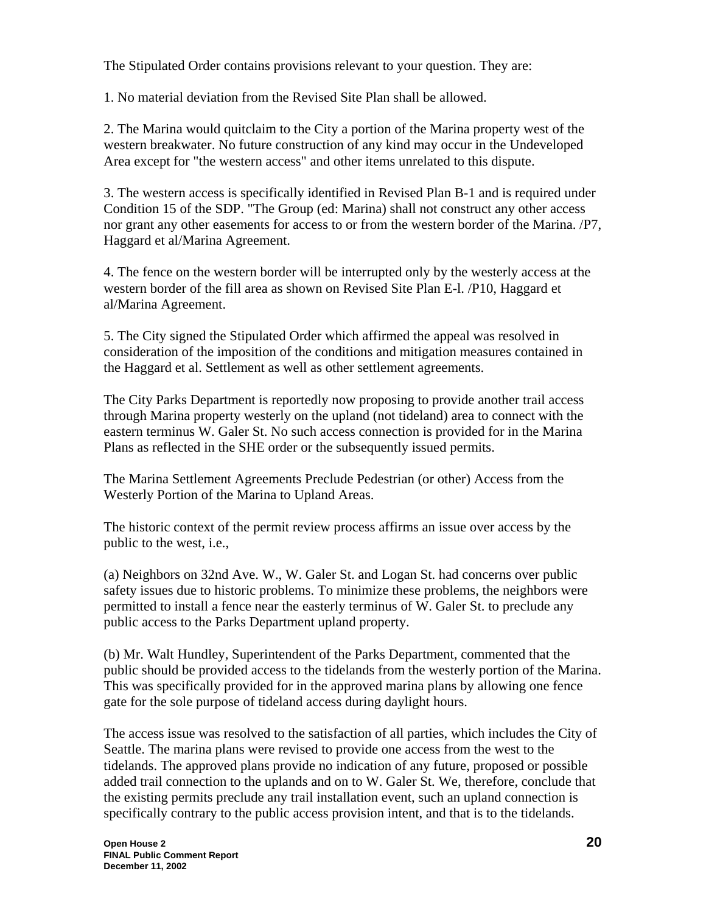The Stipulated Order contains provisions relevant to your question. They are:

1. No material deviation from the Revised Site Plan shall be allowed.

2. The Marina would quitclaim to the City a portion of the Marina property west of the western breakwater. No future construction of any kind may occur in the Undeveloped Area except for "the western access" and other items unrelated to this dispute.

3. The western access is specifically identified in Revised Plan B-1 and is required under Condition 15 of the SDP. "The Group (ed: Marina) shall not construct any other access nor grant any other easements for access to or from the western border of the Marina. /P7, Haggard et al/Marina Agreement.

4. The fence on the western border will be interrupted only by the westerly access at the western border of the fill area as shown on Revised Site Plan E-l. /P10, Haggard et al/Marina Agreement.

5. The City signed the Stipulated Order which affirmed the appeal was resolved in consideration of the imposition of the conditions and mitigation measures contained in the Haggard et al. Settlement as well as other settlement agreements.

The City Parks Department is reportedly now proposing to provide another trail access through Marina property westerly on the upland (not tideland) area to connect with the eastern terminus W. Galer St. No such access connection is provided for in the Marina Plans as reflected in the SHE order or the subsequently issued permits.

The Marina Settlement Agreements Preclude Pedestrian (or other) Access from the Westerly Portion of the Marina to Upland Areas.

The historic context of the permit review process affirms an issue over access by the public to the west, i.e.,

(a) Neighbors on 32nd Ave. W., W. Galer St. and Logan St. had concerns over public safety issues due to historic problems. To minimize these problems, the neighbors were permitted to install a fence near the easterly terminus of W. Galer St. to preclude any public access to the Parks Department upland property.

(b) Mr. Walt Hundley, Superintendent of the Parks Department, commented that the public should be provided access to the tidelands from the westerly portion of the Marina. This was specifically provided for in the approved marina plans by allowing one fence gate for the sole purpose of tideland access during daylight hours.

The access issue was resolved to the satisfaction of all parties, which includes the City of Seattle. The marina plans were revised to provide one access from the west to the tidelands. The approved plans provide no indication of any future, proposed or possible added trail connection to the uplands and on to W. Galer St. We, therefore, conclude that the existing permits preclude any trail installation event, such an upland connection is specifically contrary to the public access provision intent, and that is to the tidelands.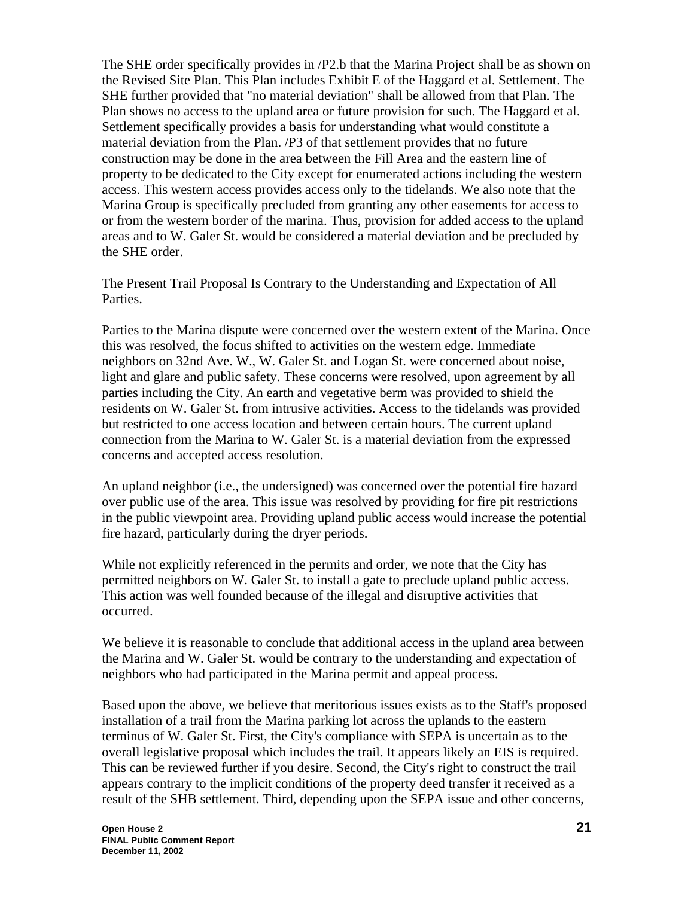The SHE order specifically provides in /P2.b that the Marina Project shall be as shown on the Revised Site Plan. This Plan includes Exhibit E of the Haggard et al. Settlement. The SHE further provided that "no material deviation" shall be allowed from that Plan. The Plan shows no access to the upland area or future provision for such. The Haggard et al. Settlement specifically provides a basis for understanding what would constitute a material deviation from the Plan. /P3 of that settlement provides that no future construction may be done in the area between the Fill Area and the eastern line of property to be dedicated to the City except for enumerated actions including the western access. This western access provides access only to the tidelands. We also note that the Marina Group is specifically precluded from granting any other easements for access to or from the western border of the marina. Thus, provision for added access to the upland areas and to W. Galer St. would be considered a material deviation and be precluded by the SHE order.

The Present Trail Proposal Is Contrary to the Understanding and Expectation of All Parties.

Parties to the Marina dispute were concerned over the western extent of the Marina. Once this was resolved, the focus shifted to activities on the western edge. Immediate neighbors on 32nd Ave. W., W. Galer St. and Logan St. were concerned about noise, light and glare and public safety. These concerns were resolved, upon agreement by all parties including the City. An earth and vegetative berm was provided to shield the residents on W. Galer St. from intrusive activities. Access to the tidelands was provided but restricted to one access location and between certain hours. The current upland connection from the Marina to W. Galer St. is a material deviation from the expressed concerns and accepted access resolution.

An upland neighbor (i.e., the undersigned) was concerned over the potential fire hazard over public use of the area. This issue was resolved by providing for fire pit restrictions in the public viewpoint area. Providing upland public access would increase the potential fire hazard, particularly during the dryer periods.

While not explicitly referenced in the permits and order, we note that the City has permitted neighbors on W. Galer St. to install a gate to preclude upland public access. This action was well founded because of the illegal and disruptive activities that occurred.

We believe it is reasonable to conclude that additional access in the upland area between the Marina and W. Galer St. would be contrary to the understanding and expectation of neighbors who had participated in the Marina permit and appeal process.

Based upon the above, we believe that meritorious issues exists as to the Staff's proposed installation of a trail from the Marina parking lot across the uplands to the eastern terminus of W. Galer St. First, the City's compliance with SEPA is uncertain as to the overall legislative proposal which includes the trail. It appears likely an EIS is required. This can be reviewed further if you desire. Second, the City's right to construct the trail appears contrary to the implicit conditions of the property deed transfer it received as a result of the SHB settlement. Third, depending upon the SEPA issue and other concerns,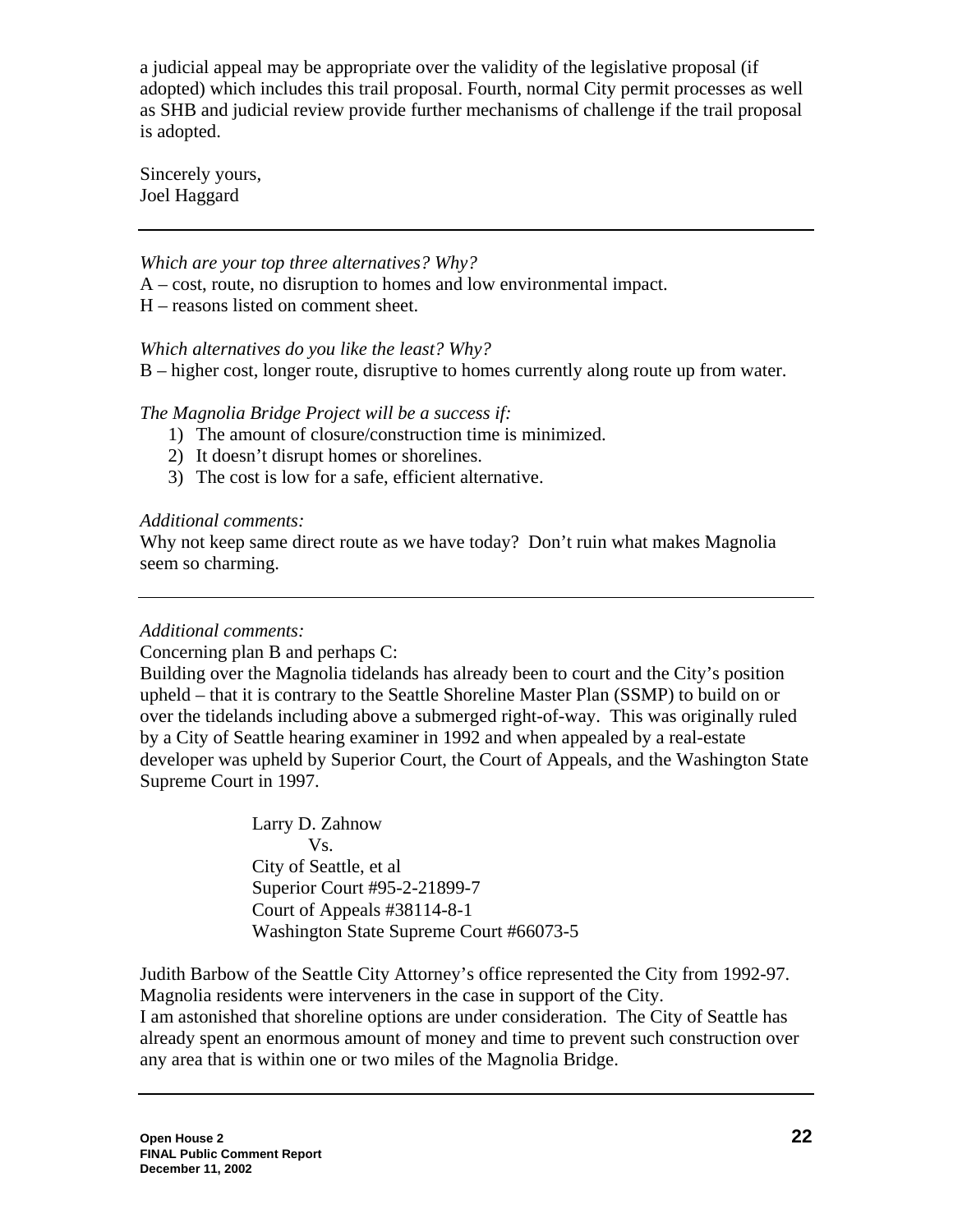a judicial appeal may be appropriate over the validity of the legislative proposal (if adopted) which includes this trail proposal. Fourth, normal City permit processes as well as SHB and judicial review provide further mechanisms of challenge if the trail proposal is adopted.

Sincerely yours,
Joel Haggard

---

*Which are your top three alternatives? Why?*
A – cost, route, no disruption to homes and low environmental impact.
H – reasons listed on comment sheet.

*Which alternatives do you like the least? Why?*
B – higher cost, longer route, disruptive to homes currently along route up from water.

*The Magnolia Bridge Project will be a success if:*

1) The amount of closure/construction time is minimized.
2) It doesn't disrupt homes or shorelines.
3) The cost is low for a safe, efficient alternative.

*Additional comments:*
Why not keep same direct route as we have today? Don't ruin what makes Magnolia seem so charming.

---

*Additional comments:*
Concerning plan B and perhaps C:
Building over the Magnolia tidelands has already been to court and the City's position upheld – that it is contrary to the Seattle Shoreline Master Plan (SSMP) to build on or over the tidelands including above a submerged right-of-way. This was originally ruled by a City of Seattle hearing examiner in 1992 and when appealed by a real-estate developer was upheld by Superior Court, the Court of Appeals, and the Washington State Supreme Court in 1997.

> Larry D. Zahnow
> Vs.
> City of Seattle, et al
> Superior Court #95-2-21899-7
> Court of Appeals #38114-8-1
> Washington State Supreme Court #66073-5

Judith Barbow of the Seattle City Attorney's office represented the City from 1992-97. Magnolia residents were interveners in the case in support of the City.
I am astonished that shoreline options are under consideration. The City of Seattle has already spent an enormous amount of money and time to prevent such construction over any area that is within one or two miles of the Magnolia Bridge.

---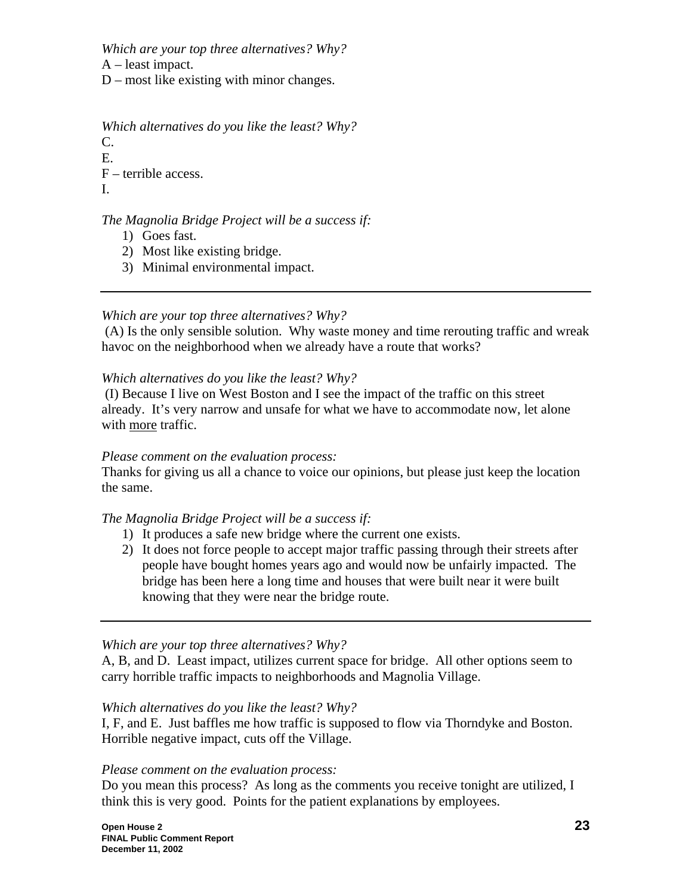*Which are your top three alternatives? Why?*
A – least impact.
D – most like existing with minor changes.

*Which alternatives do you like the least? Why?*
C.
E.
F – terrible access.
I.

*The Magnolia Bridge Project will be a success if:*
1) Goes fast.
2) Most like existing bridge.
3) Minimal environmental impact.

---

*Which are your top three alternatives? Why?*
(A) Is the only sensible solution. Why waste money and time rerouting traffic and wreak havoc on the neighborhood when we already have a route that works?

*Which alternatives do you like the least? Why?*
(I) Because I live on West Boston and I see the impact of the traffic on this street already. It's very narrow and unsafe for what we have to accommodate now, let alone with <u>more</u> traffic.

*Please comment on the evaluation process:*
Thanks for giving us all a chance to voice our opinions, but please just keep the location the same.

*The Magnolia Bridge Project will be a success if:*
1) It produces a safe new bridge where the current one exists.
2) It does not force people to accept major traffic passing through their streets after people have bought homes years ago and would now be unfairly impacted. The bridge has been here a long time and houses that were built near it were built knowing that they were near the bridge route.

---

*Which are your top three alternatives? Why?*
A, B, and D. Least impact, utilizes current space for bridge. All other options seem to carry horrible traffic impacts to neighborhoods and Magnolia Village.

*Which alternatives do you like the least? Why?*
I, F, and E. Just baffles me how traffic is supposed to flow via Thorndyke and Boston. Horrible negative impact, cuts off the Village.

*Please comment on the evaluation process:*
Do you mean this process? As long as the comments you receive tonight are utilized, I think this is very good. Points for the patient explanations by employees.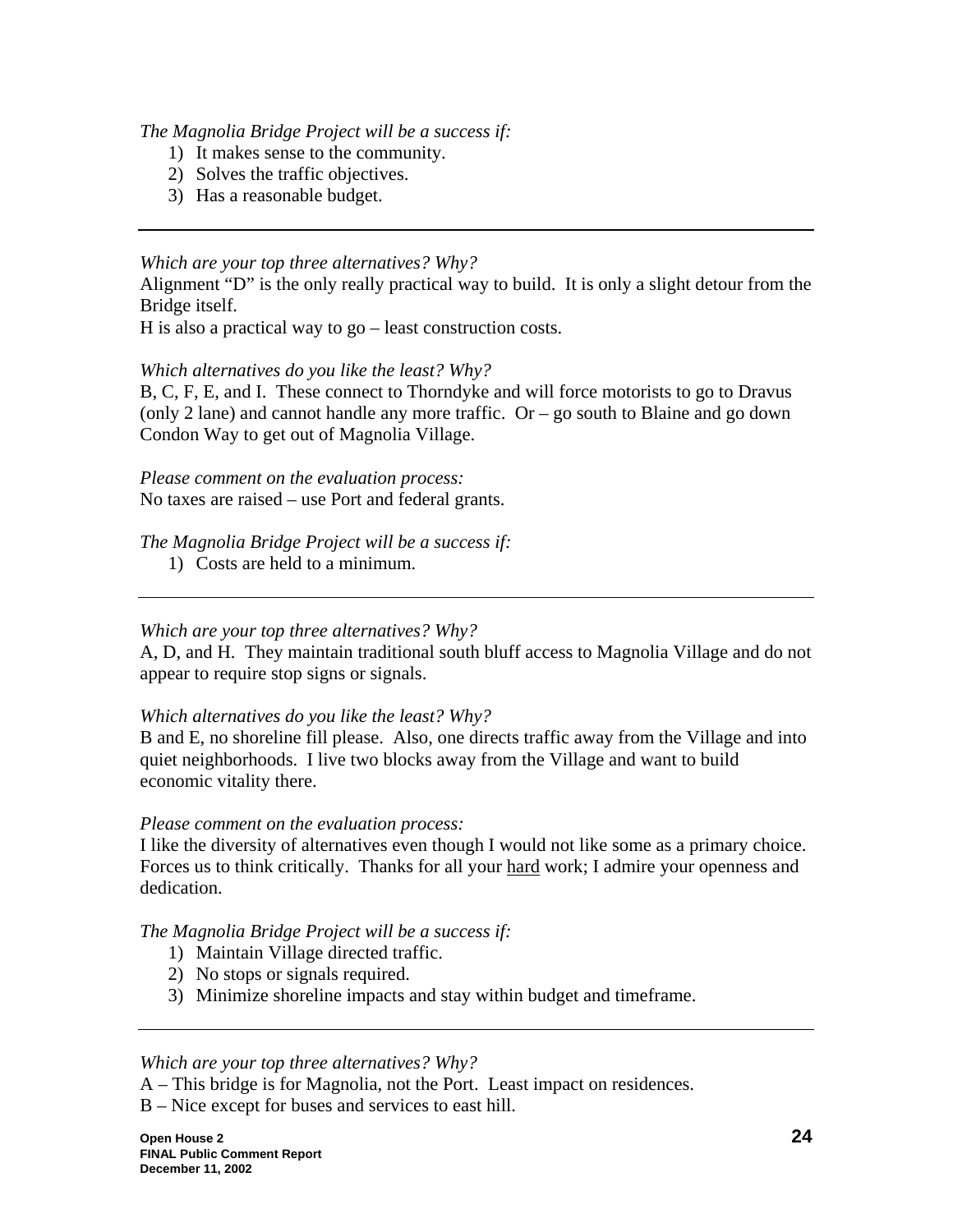*The Magnolia Bridge Project will be a success if:*

1) It makes sense to the community.
2) Solves the traffic objectives.
3) Has a reasonable budget.

---

*Which are your top three alternatives? Why?*
Alignment "D" is the only really practical way to build. It is only a slight detour from the Bridge itself.
H is also a practical way to go – least construction costs.

*Which alternatives do you like the least? Why?*
B, C, F, E, and I. These connect to Thorndyke and will force motorists to go to Dravus (only 2 lane) and cannot handle any more traffic. Or – go south to Blaine and go down Condon Way to get out of Magnolia Village.

*Please comment on the evaluation process:*
No taxes are raised – use Port and federal grants.

*The Magnolia Bridge Project will be a success if:*

1) Costs are held to a minimum.

---

*Which are your top three alternatives? Why?*
A, D, and H. They maintain traditional south bluff access to Magnolia Village and do not appear to require stop signs or signals.

*Which alternatives do you like the least? Why?*
B and E, no shoreline fill please. Also, one directs traffic away from the Village and into quiet neighborhoods. I live two blocks away from the Village and want to build economic vitality there.

*Please comment on the evaluation process:*
I like the diversity of alternatives even though I would not like some as a primary choice. Forces us to think critically. Thanks for all your <u>hard</u> work; I admire your openness and dedication.

*The Magnolia Bridge Project will be a success if:*

1) Maintain Village directed traffic.
2) No stops or signals required.
3) Minimize shoreline impacts and stay within budget and timeframe.

---

*Which are your top three alternatives? Why?*
A – This bridge is for Magnolia, not the Port. Least impact on residences.
B – Nice except for buses and services to east hill.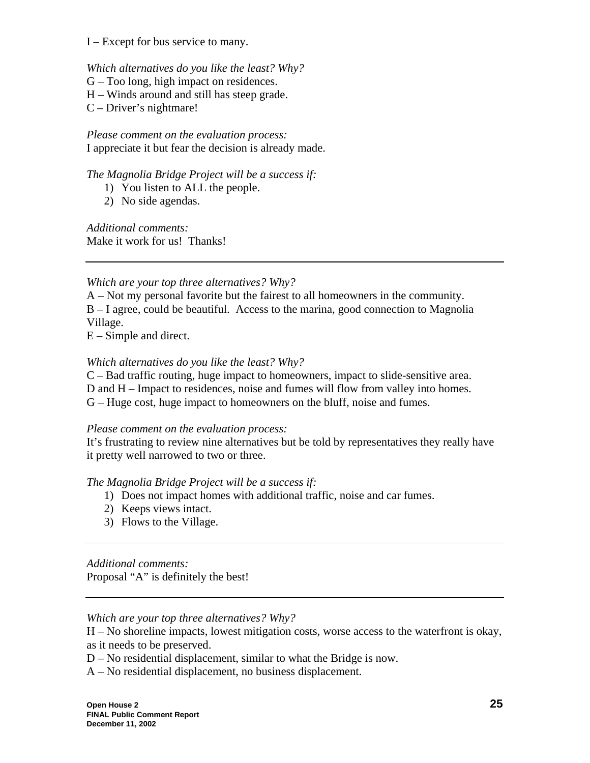I – Except for bus service to many.

*Which alternatives do you like the least? Why?*
G – Too long, high impact on residences.
H – Winds around and still has steep grade.
C – Driver's nightmare!

*Please comment on the evaluation process:*
I appreciate it but fear the decision is already made.

*The Magnolia Bridge Project will be a success if:*

1) You listen to ALL the people.
2) No side agendas.

*Additional comments:*
Make it work for us!  Thanks!

---

*Which are your top three alternatives? Why?*
A – Not my personal favorite but the fairest to all homeowners in the community.
B – I agree, could be beautiful.  Access to the marina, good connection to Magnolia Village.
E – Simple and direct.

*Which alternatives do you like the least? Why?*
C – Bad traffic routing, huge impact to homeowners, impact to slide-sensitive area.
D and H – Impact to residences, noise and fumes will flow from valley into homes.
G – Huge cost, huge impact to homeowners on the bluff, noise and fumes.

*Please comment on the evaluation process:*
It's frustrating to review nine alternatives but be told by representatives they really have it pretty well narrowed to two or three.

*The Magnolia Bridge Project will be a success if:*

1) Does not impact homes with additional traffic, noise and car fumes.
2) Keeps views intact.
3) Flows to the Village.

---

*Additional comments:*
Proposal "A" is definitely the best!

---

*Which are your top three alternatives? Why?*
H – No shoreline impacts, lowest mitigation costs, worse access to the waterfront is okay, as it needs to be preserved.
D – No residential displacement, similar to what the Bridge is now.
A – No residential displacement, no business displacement.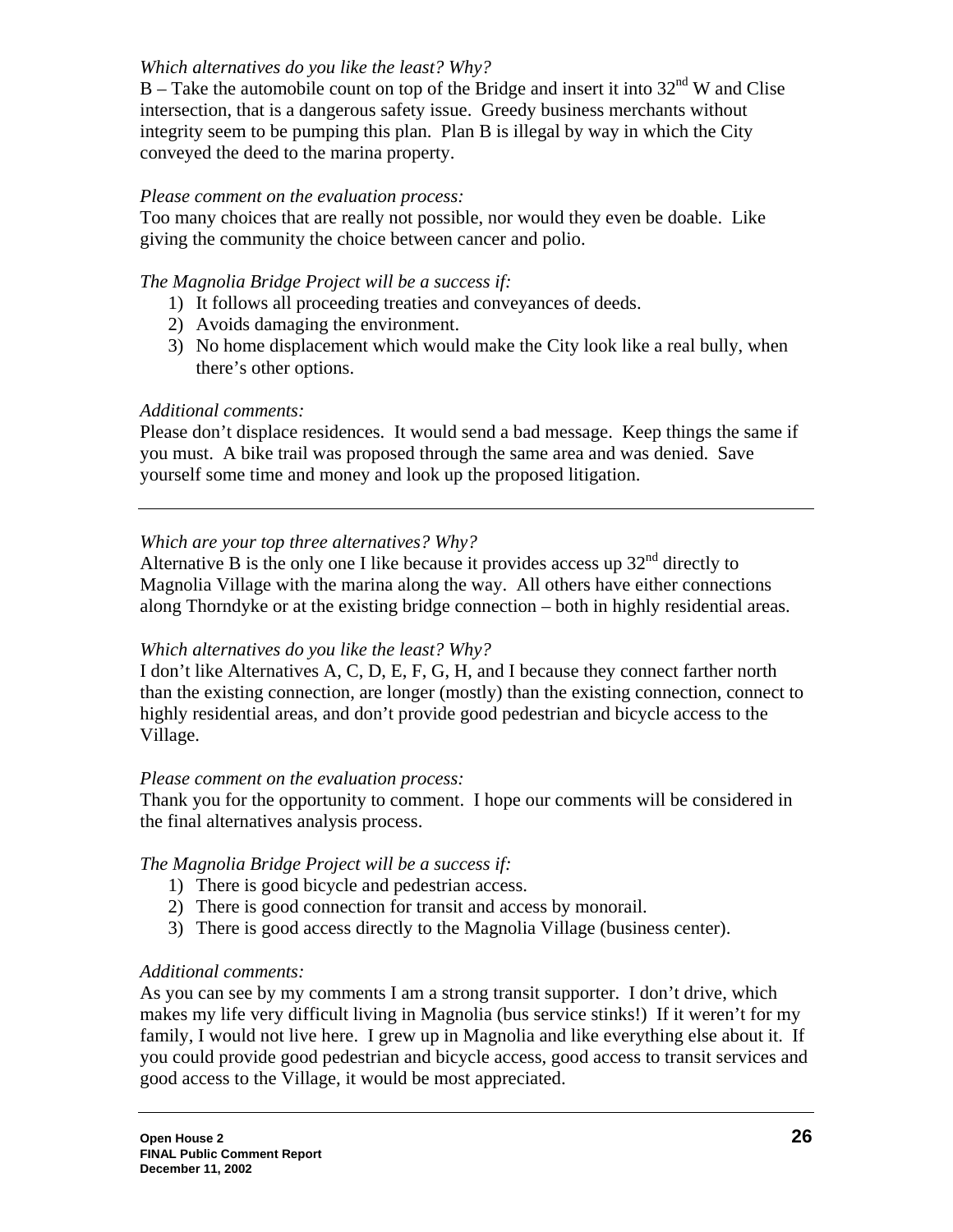*Which alternatives do you like the least? Why?*
B – Take the automobile count on top of the Bridge and insert it into 32nd W and Clise intersection, that is a dangerous safety issue. Greedy business merchants without integrity seem to be pumping this plan. Plan B is illegal by way in which the City conveyed the deed to the marina property.

*Please comment on the evaluation process:*
Too many choices that are really not possible, nor would they even be doable. Like giving the community the choice between cancer and polio.

*The Magnolia Bridge Project will be a success if:*

1) It follows all proceeding treaties and conveyances of deeds.
2) Avoids damaging the environment.
3) No home displacement which would make the City look like a real bully, when there's other options.

*Additional comments:*
Please don't displace residences. It would send a bad message. Keep things the same if you must. A bike trail was proposed through the same area and was denied. Save yourself some time and money and look up the proposed litigation.

---

*Which are your top three alternatives? Why?*
Alternative B is the only one I like because it provides access up 32nd directly to Magnolia Village with the marina along the way. All others have either connections along Thorndyke or at the existing bridge connection – both in highly residential areas.

*Which alternatives do you like the least? Why?*
I don't like Alternatives A, C, D, E, F, G, H, and I because they connect farther north than the existing connection, are longer (mostly) than the existing connection, connect to highly residential areas, and don't provide good pedestrian and bicycle access to the Village.

*Please comment on the evaluation process:*
Thank you for the opportunity to comment. I hope our comments will be considered in the final alternatives analysis process.

*The Magnolia Bridge Project will be a success if:*

1) There is good bicycle and pedestrian access.
2) There is good connection for transit and access by monorail.
3) There is good access directly to the Magnolia Village (business center).

*Additional comments:*
As you can see by my comments I am a strong transit supporter. I don't drive, which makes my life very difficult living in Magnolia (bus service stinks!) If it weren't for my family, I would not live here. I grew up in Magnolia and like everything else about it. If you could provide good pedestrian and bicycle access, good access to transit services and good access to the Village, it would be most appreciated.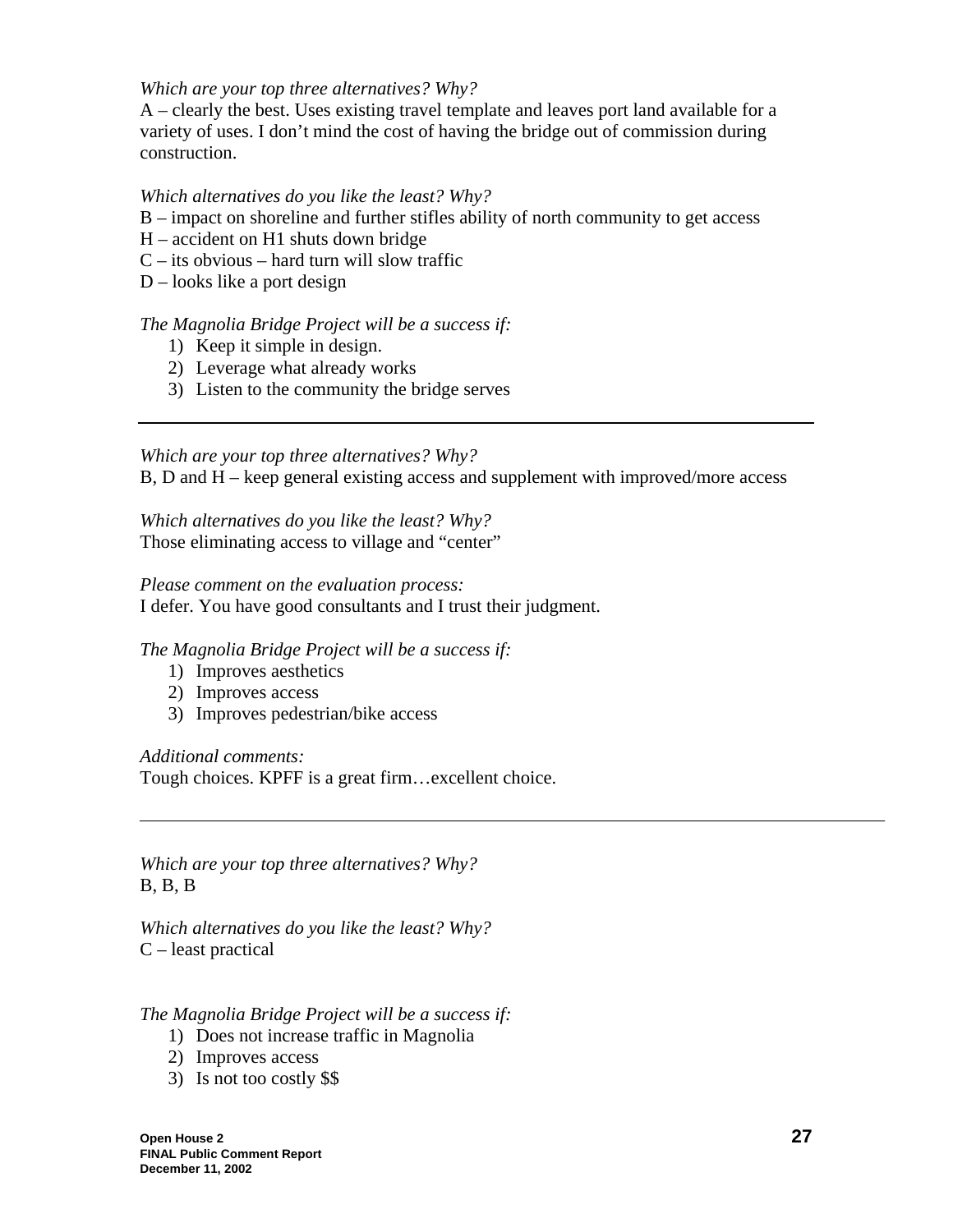*Which are your top three alternatives? Why?*
A – clearly the best. Uses existing travel template and leaves port land available for a variety of uses. I don't mind the cost of having the bridge out of commission during construction.

*Which alternatives do you like the least? Why?*
B – impact on shoreline and further stifles ability of north community to get access
H – accident on H1 shuts down bridge
C – its obvious – hard turn will slow traffic
D – looks like a port design

*The Magnolia Bridge Project will be a success if:*

1) Keep it simple in design.
2) Leverage what already works
3) Listen to the community the bridge serves

---

*Which are your top three alternatives? Why?*
B, D and H – keep general existing access and supplement with improved/more access

*Which alternatives do you like the least? Why?*
Those eliminating access to village and "center"

*Please comment on the evaluation process:*
I defer. You have good consultants and I trust their judgment.

*The Magnolia Bridge Project will be a success if:*

1) Improves aesthetics
2) Improves access
3) Improves pedestrian/bike access

*Additional comments:*
Tough choices. KPFF is a great firm…excellent choice.

---

*Which are your top three alternatives? Why?*
B, B, B

*Which alternatives do you like the least? Why?*
C – least practical

*The Magnolia Bridge Project will be a success if:*

1) Does not increase traffic in Magnolia
2) Improves access
3) Is not too costly $$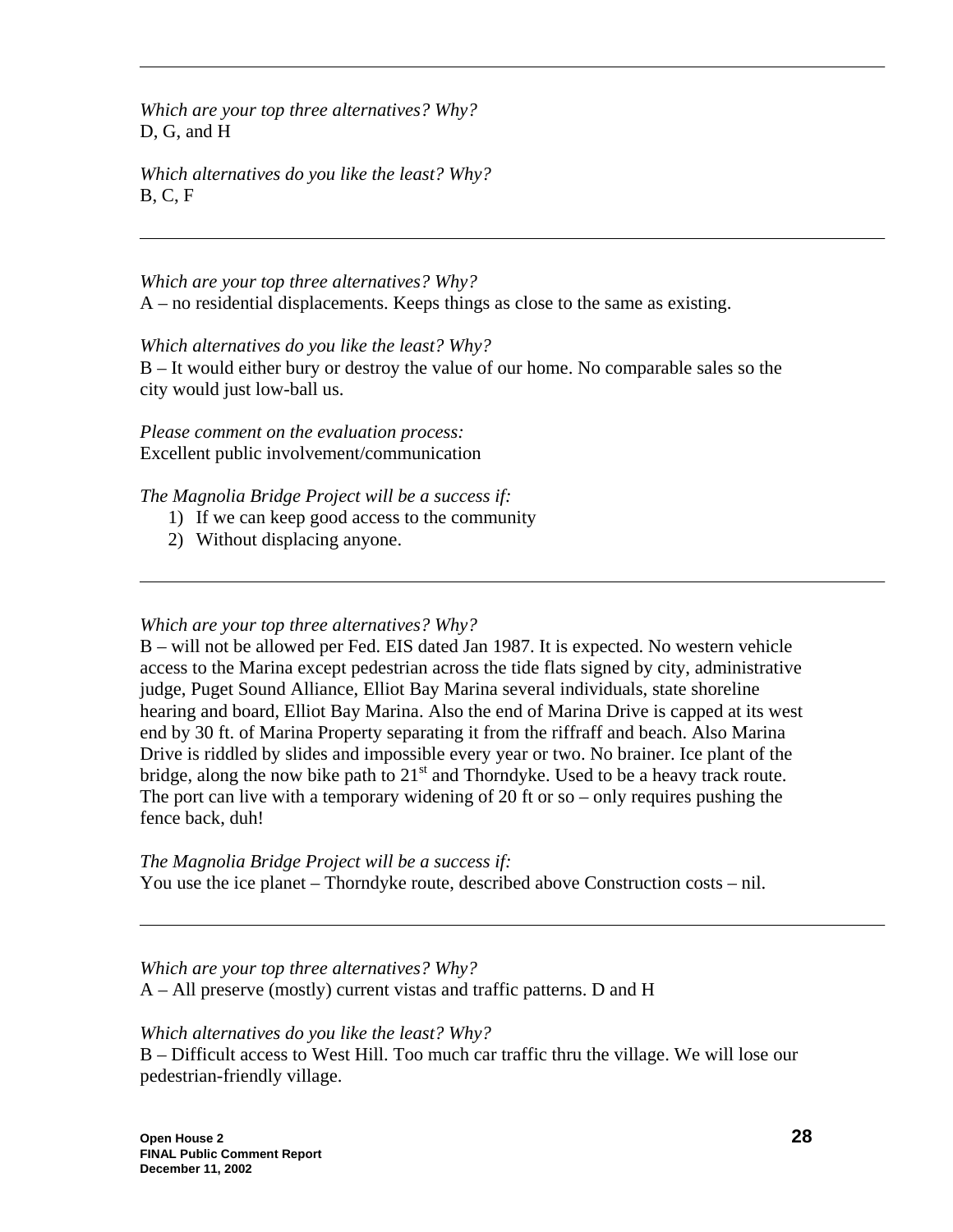---

*Which are your top three alternatives? Why?*
D, G, and H

*Which alternatives do you like the least? Why?*
B, C, F

---

*Which are your top three alternatives? Why?*
A – no residential displacements. Keeps things as close to the same as existing.

*Which alternatives do you like the least? Why?*
B – It would either bury or destroy the value of our home. No comparable sales so the city would just low-ball us.

*Please comment on the evaluation process:*
Excellent public involvement/communication

*The Magnolia Bridge Project will be a success if:*

1) If we can keep good access to the community
2) Without displacing anyone.

---

*Which are your top three alternatives? Why?*
B – will not be allowed per Fed. EIS dated Jan 1987. It is expected. No western vehicle access to the Marina except pedestrian across the tide flats signed by city, administrative judge, Puget Sound Alliance, Elliot Bay Marina several individuals, state shoreline hearing and board, Elliot Bay Marina. Also the end of Marina Drive is capped at its west end by 30 ft. of Marina Property separating it from the riffraff and beach. Also Marina Drive is riddled by slides and impossible every year or two. No brainer. Ice plant of the bridge, along the now bike path to 21st and Thorndyke. Used to be a heavy track route. The port can live with a temporary widening of 20 ft or so – only requires pushing the fence back, duh!

*The Magnolia Bridge Project will be a success if:*
You use the ice planet – Thorndyke route, described above Construction costs – nil.

---

*Which are your top three alternatives? Why?*
A – All preserve (mostly) current vistas and traffic patterns. D and H

*Which alternatives do you like the least? Why?*
B – Difficult access to West Hill. Too much car traffic thru the village. We will lose our pedestrian-friendly village.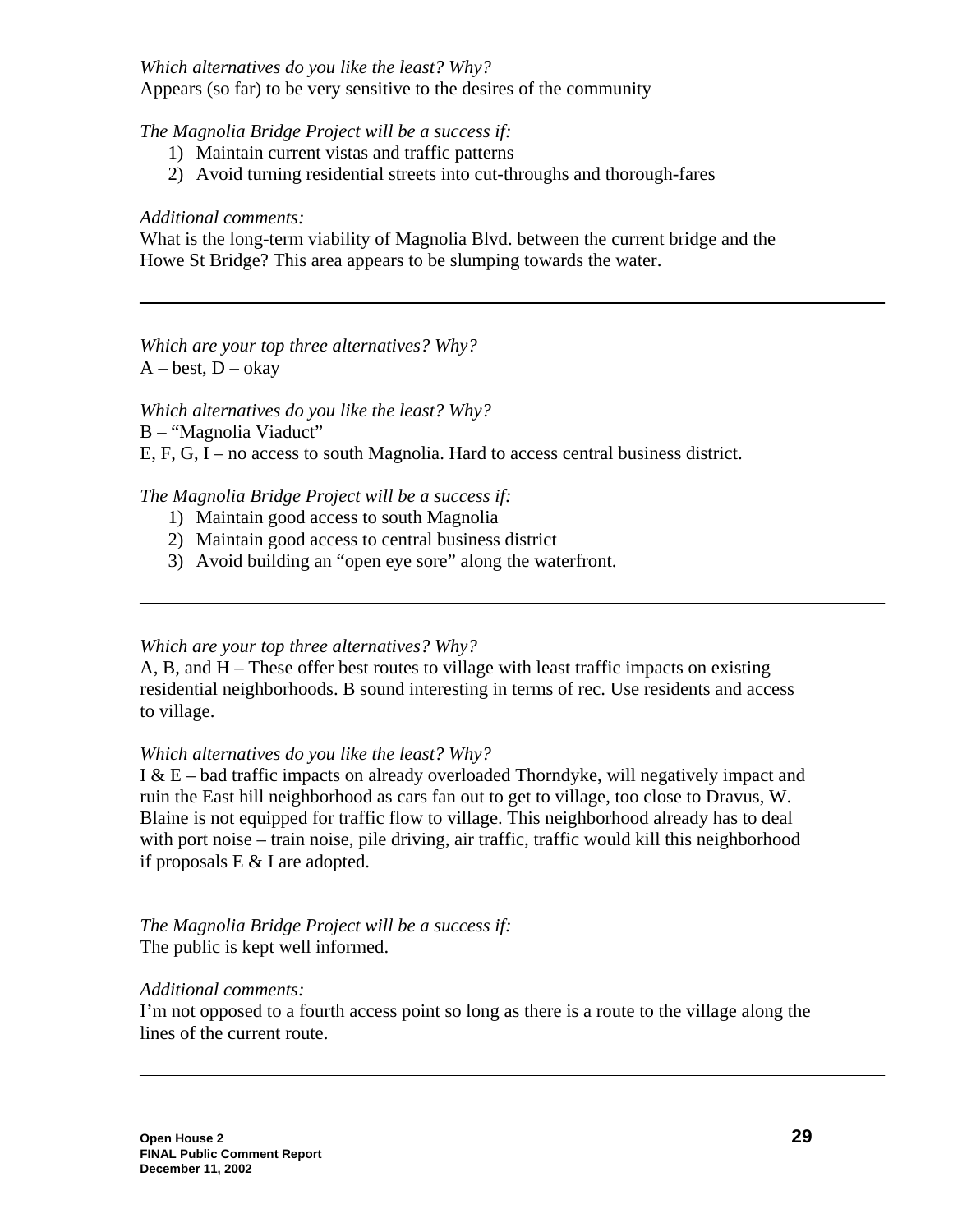*Which alternatives do you like the least? Why?*
Appears (so far) to be very sensitive to the desires of the community

*The Magnolia Bridge Project will be a success if:*

1) Maintain current vistas and traffic patterns
2) Avoid turning residential streets into cut-throughs and thorough-fares

*Additional comments:*
What is the long-term viability of Magnolia Blvd. between the current bridge and the Howe St Bridge? This area appears to be slumping towards the water.

---

*Which are your top three alternatives? Why?*
A – best, D – okay

*Which alternatives do you like the least? Why?*
B – "Magnolia Viaduct"
E, F, G, I – no access to south Magnolia. Hard to access central business district.

*The Magnolia Bridge Project will be a success if:*

1) Maintain good access to south Magnolia
2) Maintain good access to central business district
3) Avoid building an "open eye sore" along the waterfront.

---

*Which are your top three alternatives? Why?*
A, B, and H – These offer best routes to village with least traffic impacts on existing residential neighborhoods. B sound interesting in terms of rec. Use residents and access to village.

*Which alternatives do you like the least? Why?*
I & E – bad traffic impacts on already overloaded Thorndyke, will negatively impact and ruin the East hill neighborhood as cars fan out to get to village, too close to Dravus, W. Blaine is not equipped for traffic flow to village. This neighborhood already has to deal with port noise – train noise, pile driving, air traffic, traffic would kill this neighborhood if proposals E & I are adopted.

*The Magnolia Bridge Project will be a success if:*
The public is kept well informed.

*Additional comments:*
I'm not opposed to a fourth access point so long as there is a route to the village along the lines of the current route.

---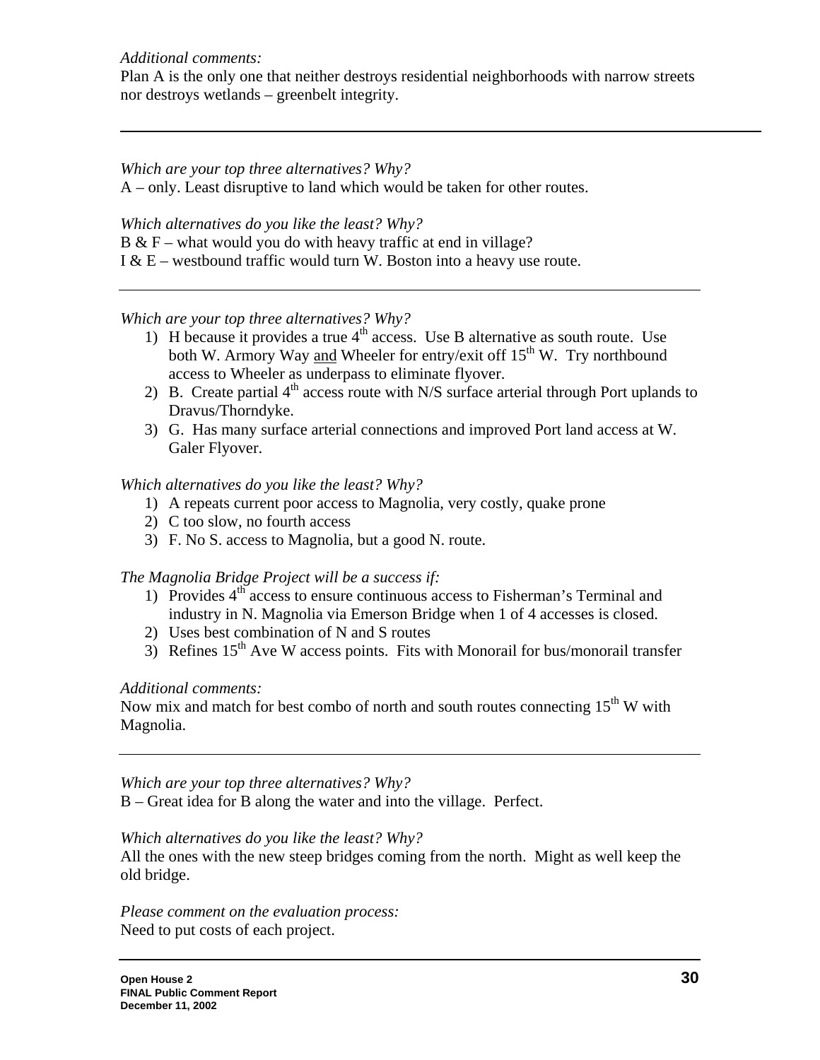*Additional comments:*
Plan A is the only one that neither destroys residential neighborhoods with narrow streets nor destroys wetlands – greenbelt integrity.

---

*Which are your top three alternatives? Why?*
A – only. Least disruptive to land which would be taken for other routes.

*Which alternatives do you like the least? Why?*
B & F – what would you do with heavy traffic at end in village?
I & E – westbound traffic would turn W. Boston into a heavy use route.

---

*Which are your top three alternatives? Why?*

1) H because it provides a true 4th access. Use B alternative as south route. Use both W. Armory Way and Wheeler for entry/exit off 15th W. Try northbound access to Wheeler as underpass to eliminate flyover.
2) B. Create partial 4th access route with N/S surface arterial through Port uplands to Dravus/Thorndyke.
3) G. Has many surface arterial connections and improved Port land access at W. Galer Flyover.

*Which alternatives do you like the least? Why?*

1) A repeats current poor access to Magnolia, very costly, quake prone
2) C too slow, no fourth access
3) F. No S. access to Magnolia, but a good N. route.

*The Magnolia Bridge Project will be a success if:*

1) Provides 4th access to ensure continuous access to Fisherman's Terminal and industry in N. Magnolia via Emerson Bridge when 1 of 4 accesses is closed.
2) Uses best combination of N and S routes
3) Refines 15th Ave W access points. Fits with Monorail for bus/monorail transfer

*Additional comments:*
Now mix and match for best combo of north and south routes connecting 15th W with Magnolia.

---

*Which are your top three alternatives? Why?*
B – Great idea for B along the water and into the village. Perfect.

*Which alternatives do you like the least? Why?*
All the ones with the new steep bridges coming from the north. Might as well keep the old bridge.

*Please comment on the evaluation process:*
Need to put costs of each project.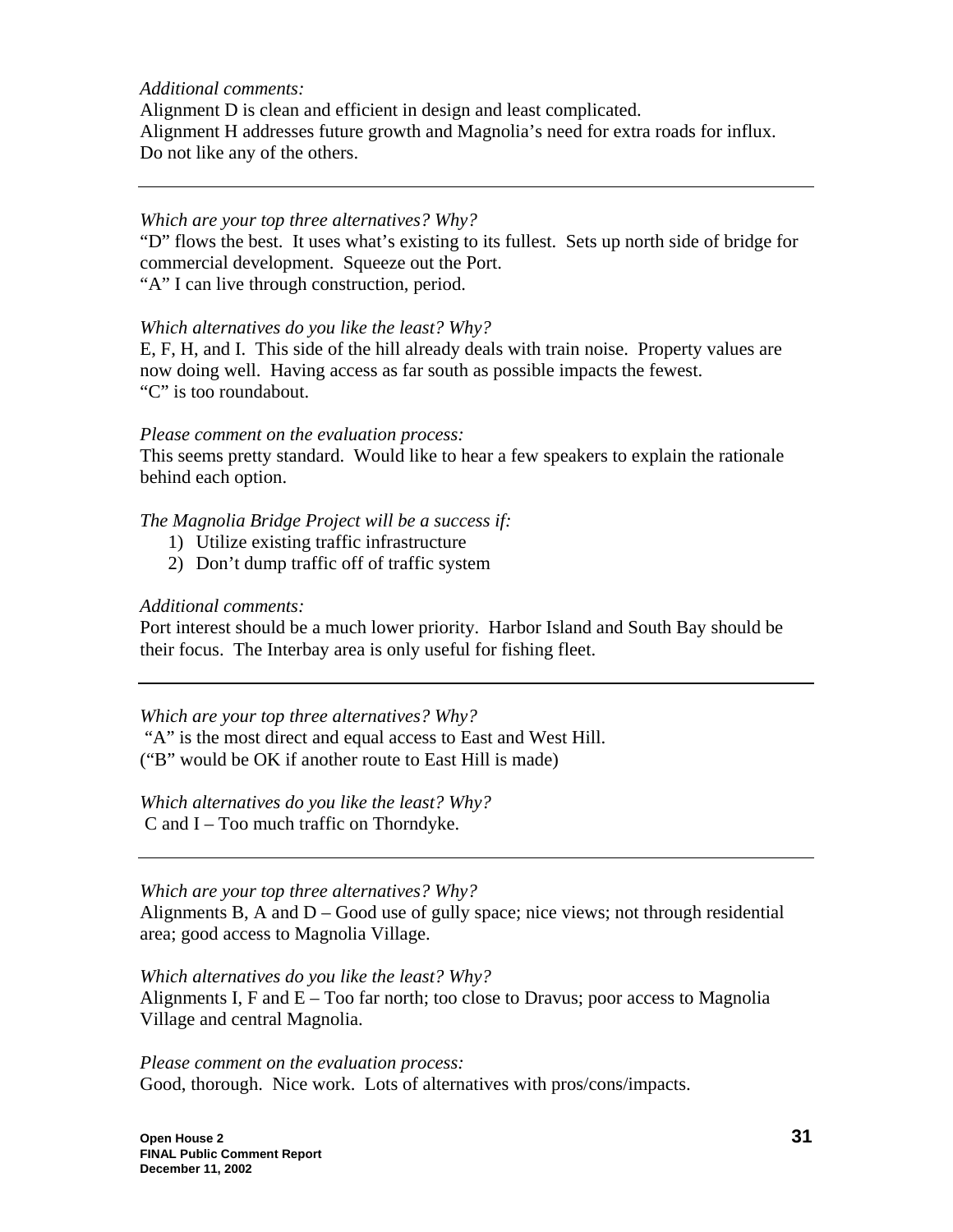*Additional comments:*
Alignment D is clean and efficient in design and least complicated.
Alignment H addresses future growth and Magnolia's need for extra roads for influx.
Do not like any of the others.

---

*Which are your top three alternatives? Why?*
"D" flows the best. It uses what's existing to its fullest. Sets up north side of bridge for commercial development. Squeeze out the Port.
"A" I can live through construction, period.

*Which alternatives do you like the least? Why?*
E, F, H, and I. This side of the hill already deals with train noise. Property values are now doing well. Having access as far south as possible impacts the fewest.
"C" is too roundabout.

*Please comment on the evaluation process:*
This seems pretty standard. Would like to hear a few speakers to explain the rationale behind each option.

*The Magnolia Bridge Project will be a success if:*

1) Utilize existing traffic infrastructure
2) Don't dump traffic off of traffic system

*Additional comments:*
Port interest should be a much lower priority. Harbor Island and South Bay should be their focus. The Interbay area is only useful for fishing fleet.

---

*Which are your top three alternatives? Why?*
"A" is the most direct and equal access to East and West Hill.
("B" would be OK if another route to East Hill is made)

*Which alternatives do you like the least? Why?*
C and I – Too much traffic on Thorndyke.

---

*Which are your top three alternatives? Why?*
Alignments B, A and D – Good use of gully space; nice views; not through residential area; good access to Magnolia Village.

*Which alternatives do you like the least? Why?*
Alignments I, F and E – Too far north; too close to Dravus; poor access to Magnolia Village and central Magnolia.

*Please comment on the evaluation process:*
Good, thorough. Nice work. Lots of alternatives with pros/cons/impacts.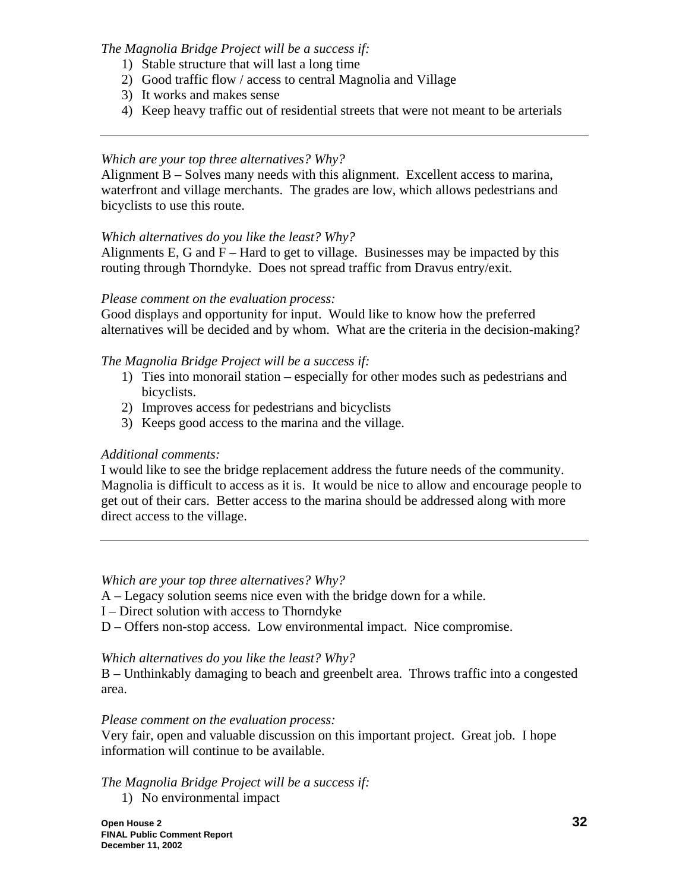*The Magnolia Bridge Project will be a success if:*

1) Stable structure that will last a long time
2) Good traffic flow / access to central Magnolia and Village
3) It works and makes sense
4) Keep heavy traffic out of residential streets that were not meant to be arterials

---

*Which are your top three alternatives? Why?*
Alignment B – Solves many needs with this alignment. Excellent access to marina, waterfront and village merchants. The grades are low, which allows pedestrians and bicyclists to use this route.

*Which alternatives do you like the least? Why?*
Alignments E, G and F – Hard to get to village. Businesses may be impacted by this routing through Thorndyke. Does not spread traffic from Dravus entry/exit.

*Please comment on the evaluation process:*
Good displays and opportunity for input. Would like to know how the preferred alternatives will be decided and by whom. What are the criteria in the decision-making?

*The Magnolia Bridge Project will be a success if:*

1) Ties into monorail station – especially for other modes such as pedestrians and bicyclists.
2) Improves access for pedestrians and bicyclists
3) Keeps good access to the marina and the village.

*Additional comments:*
I would like to see the bridge replacement address the future needs of the community. Magnolia is difficult to access as it is. It would be nice to allow and encourage people to get out of their cars. Better access to the marina should be addressed along with more direct access to the village.

---

*Which are your top three alternatives? Why?*
A – Legacy solution seems nice even with the bridge down for a while.
I – Direct solution with access to Thorndyke
D – Offers non-stop access. Low environmental impact. Nice compromise.

*Which alternatives do you like the least? Why?*
B – Unthinkably damaging to beach and greenbelt area. Throws traffic into a congested area.

*Please comment on the evaluation process:*
Very fair, open and valuable discussion on this important project. Great job. I hope information will continue to be available.

*The Magnolia Bridge Project will be a success if:*

1) No environmental impact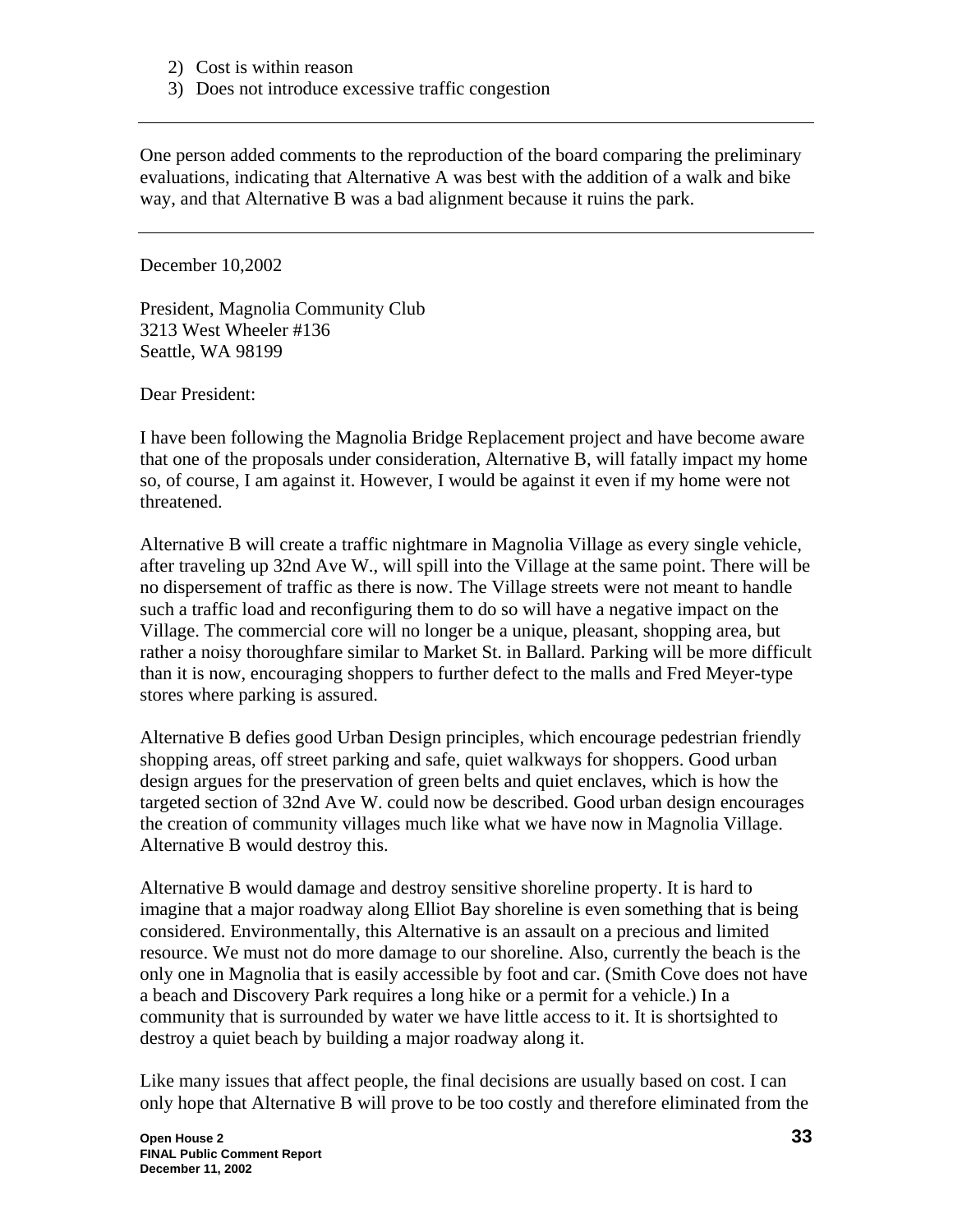2) Cost is within reason
3) Does not introduce excessive traffic congestion

---

One person added comments to the reproduction of the board comparing the preliminary evaluations, indicating that Alternative A was best with the addition of a walk and bike way, and that Alternative B was a bad alignment because it ruins the park.

---

December 10,2002

President, Magnolia Community Club
3213 West Wheeler #136
Seattle, WA 98199

Dear President:

I have been following the Magnolia Bridge Replacement project and have become aware that one of the proposals under consideration, Alternative B, will fatally impact my home so, of course, I am against it. However, I would be against it even if my home were not threatened.

Alternative B will create a traffic nightmare in Magnolia Village as every single vehicle, after traveling up 32nd Ave W., will spill into the Village at the same point. There will be no dispersement of traffic as there is now. The Village streets were not meant to handle such a traffic load and reconfiguring them to do so will have a negative impact on the Village. The commercial core will no longer be a unique, pleasant, shopping area, but rather a noisy thoroughfare similar to Market St. in Ballard. Parking will be more difficult than it is now, encouraging shoppers to further defect to the malls and Fred Meyer-type stores where parking is assured.

Alternative B defies good Urban Design principles, which encourage pedestrian friendly shopping areas, off street parking and safe, quiet walkways for shoppers. Good urban design argues for the preservation of green belts and quiet enclaves, which is how the targeted section of 32nd Ave W. could now be described. Good urban design encourages the creation of community villages much like what we have now in Magnolia Village. Alternative B would destroy this.

Alternative B would damage and destroy sensitive shoreline property. It is hard to imagine that a major roadway along Elliot Bay shoreline is even something that is being considered. Environmentally, this Alternative is an assault on a precious and limited resource. We must not do more damage to our shoreline. Also, currently the beach is the only one in Magnolia that is easily accessible by foot and car. (Smith Cove does not have a beach and Discovery Park requires a long hike or a permit for a vehicle.) In a community that is surrounded by water we have little access to it. It is shortsighted to destroy a quiet beach by building a major roadway along it.

Like many issues that affect people, the final decisions are usually based on cost. I can only hope that Alternative B will prove to be too costly and therefore eliminated from the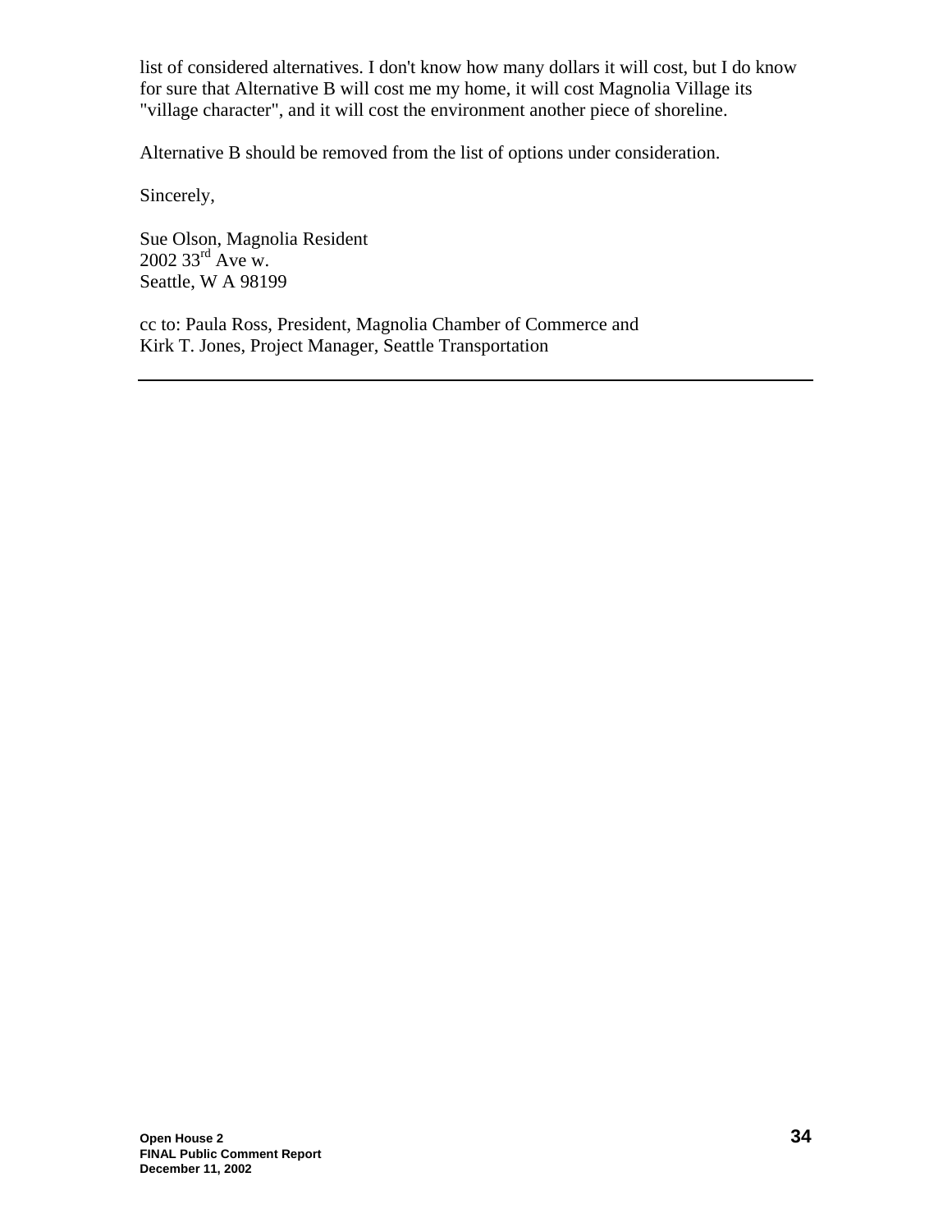list of considered alternatives. I don't know how many dollars it will cost, but I do know for sure that Alternative B will cost me my home, it will cost Magnolia Village its "village character", and it will cost the environment another piece of shoreline.

Alternative B should be removed from the list of options under consideration.

Sincerely,

Sue Olson, Magnolia Resident
2002 33rd Ave w.
Seattle, W A 98199

cc to: Paula Ross, President, Magnolia Chamber of Commerce and
Kirk T. Jones, Project Manager, Seattle Transportation

---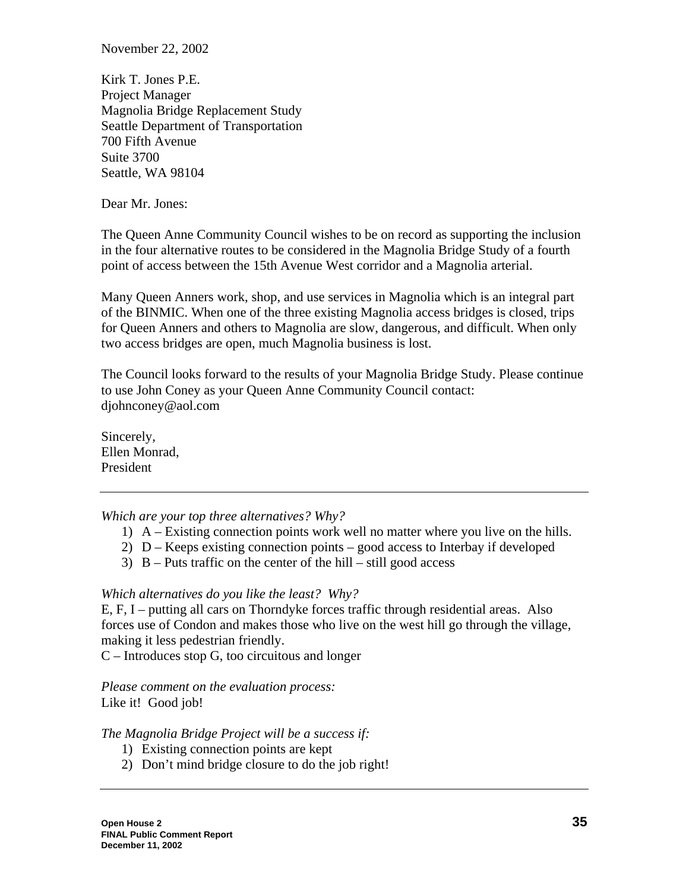November 22, 2002

Kirk T. Jones P.E.
Project Manager
Magnolia Bridge Replacement Study
Seattle Department of Transportation
700 Fifth Avenue
Suite 3700
Seattle, WA 98104

Dear Mr. Jones:

The Queen Anne Community Council wishes to be on record as supporting the inclusion in the four alternative routes to be considered in the Magnolia Bridge Study of a fourth point of access between the 15th Avenue West corridor and a Magnolia arterial.

Many Queen Anners work, shop, and use services in Magnolia which is an integral part of the BINMIC. When one of the three existing Magnolia access bridges is closed, trips for Queen Anners and others to Magnolia are slow, dangerous, and difficult. When only two access bridges are open, much Magnolia business is lost.

The Council looks forward to the results of your Magnolia Bridge Study. Please continue to use John Coney as your Queen Anne Community Council contact: djohnconey@aol.com

Sincerely,
Ellen Monrad,
President

---

*Which are your top three alternatives? Why?*

1) A – Existing connection points work well no matter where you live on the hills.
2) D – Keeps existing connection points – good access to Interbay if developed
3) B – Puts traffic on the center of the hill – still good access

*Which alternatives do you like the least? Why?*

E, F, I – putting all cars on Thorndyke forces traffic through residential areas. Also forces use of Condon and makes those who live on the west hill go through the village, making it less pedestrian friendly.
C – Introduces stop G, too circuitous and longer

*Please comment on the evaluation process:*
Like it! Good job!

*The Magnolia Bridge Project will be a success if:*

1) Existing connection points are kept
2) Don't mind bridge closure to do the job right!

---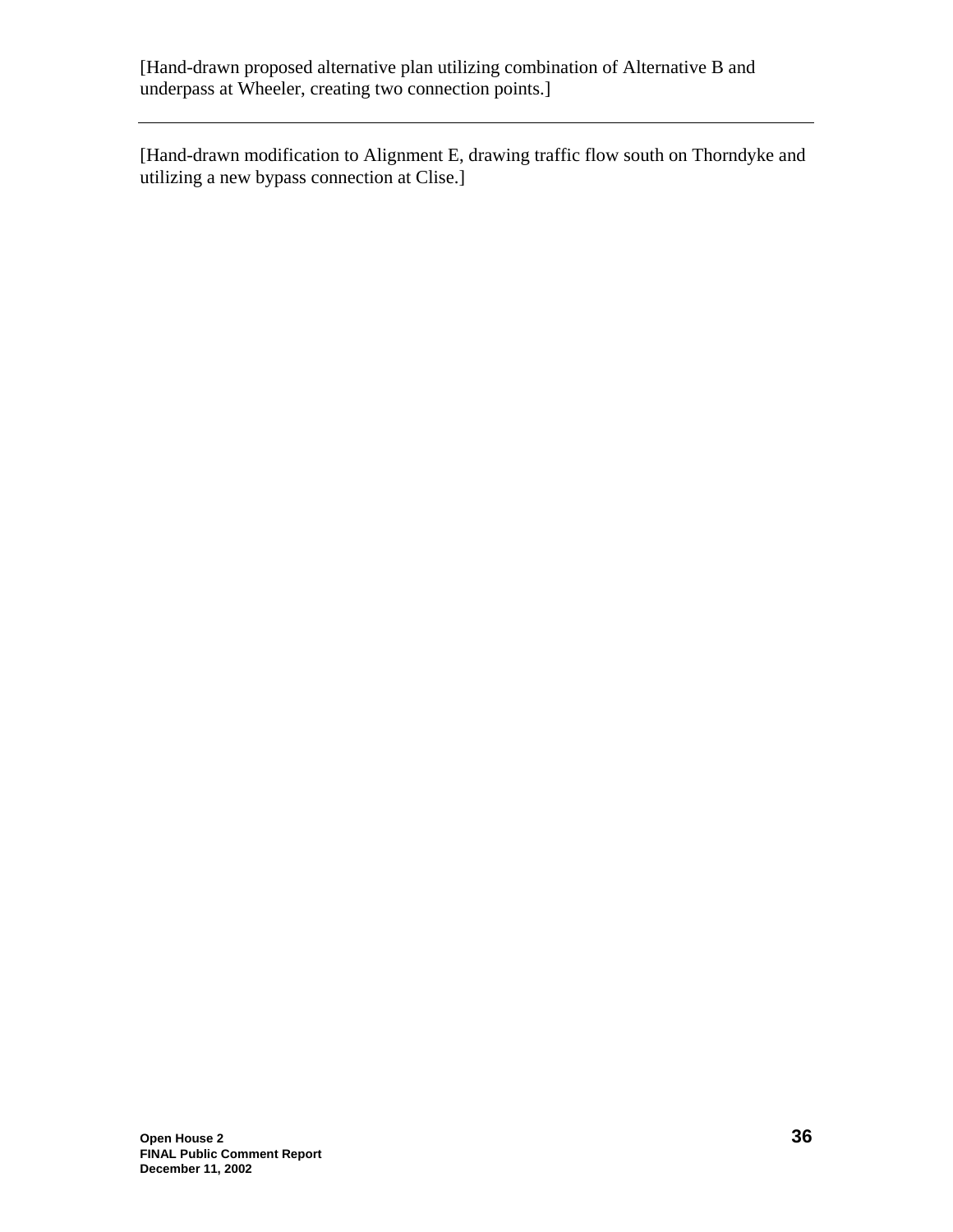[Hand-drawn proposed alternative plan utilizing combination of Alternative B and underpass at Wheeler, creating two connection points.]

---

[Hand-drawn modification to Alignment E, drawing traffic flow south on Thorndyke and utilizing a new bypass connection at Clise.]